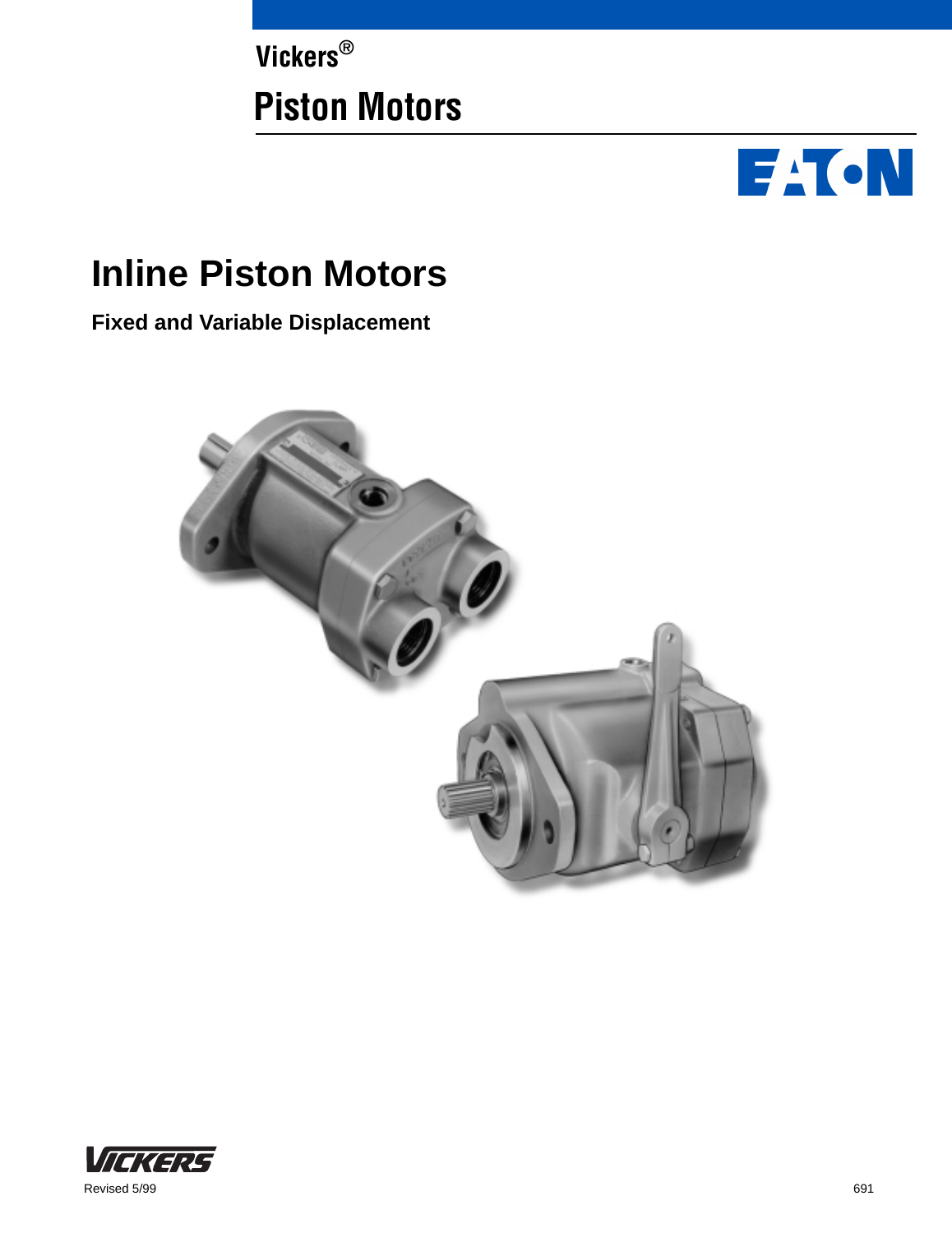Vickers®

# Piston Motors

# Inline Piston Motors

**Fixed and Variable Displacement**

Revised 5/99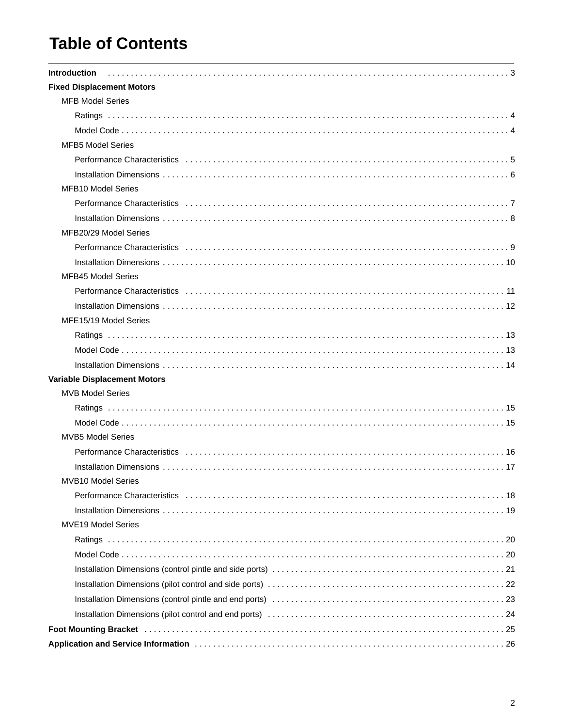# Table of Contents

**Introduction** . . . . . . . . . . . . . . . . . . . . . . . . . . . . . . . . . . . . . . . . . . . . . . . . . . . . . . . . . . . . . . . . . . . . . . . . . . . . . . . . . 3

**Fixed Displacement Motors**

- MFB Model Series
  - Ratings . . . . . . . . . . . . . . . . . . . . . . . . . . . . . . . . . . . . . . . . . . . . . . . . . . . . . . . . . . . . . . . . . . . . . . . . . . . . . . . . . 4
  - Model Code . . . . . . . . . . . . . . . . . . . . . . . . . . . . . . . . . . . . . . . . . . . . . . . . . . . . . . . . . . . . . . . . . . . . . . . . . . . . . . 4
- MFB5 Model Series
  - Performance Characteristics . . . . . . . . . . . . . . . . . . . . . . . . . . . . . . . . . . . . . . . . . . . . . . . . . . . . . . . . . . . . . . . 5
  - Installation Dimensions . . . . . . . . . . . . . . . . . . . . . . . . . . . . . . . . . . . . . . . . . . . . . . . . . . . . . . . . . . . . . . . . . . . 6
- MFB10 Model Series
  - Performance Characteristics . . . . . . . . . . . . . . . . . . . . . . . . . . . . . . . . . . . . . . . . . . . . . . . . . . . . . . . . . . . . . . . 7
  - Installation Dimensions . . . . . . . . . . . . . . . . . . . . . . . . . . . . . . . . . . . . . . . . . . . . . . . . . . . . . . . . . . . . . . . . . . . 8
- MFB20/29 Model Series
  - Performance Characteristics . . . . . . . . . . . . . . . . . . . . . . . . . . . . . . . . . . . . . . . . . . . . . . . . . . . . . . . . . . . . . . . 9
  - Installation Dimensions . . . . . . . . . . . . . . . . . . . . . . . . . . . . . . . . . . . . . . . . . . . . . . . . . . . . . . . . . . . . . . . . . . 10
- MFB45 Model Series
  - Performance Characteristics . . . . . . . . . . . . . . . . . . . . . . . . . . . . . . . . . . . . . . . . . . . . . . . . . . . . . . . . . . . . . . 11
  - Installation Dimensions . . . . . . . . . . . . . . . . . . . . . . . . . . . . . . . . . . . . . . . . . . . . . . . . . . . . . . . . . . . . . . . . . . 12
- MFE15/19 Model Series
  - Ratings . . . . . . . . . . . . . . . . . . . . . . . . . . . . . . . . . . . . . . . . . . . . . . . . . . . . . . . . . . . . . . . . . . . . . . . . . . . . . . . . 13
  - Model Code . . . . . . . . . . . . . . . . . . . . . . . . . . . . . . . . . . . . . . . . . . . . . . . . . . . . . . . . . . . . . . . . . . . . . . . . . . . . . 13
  - Installation Dimensions . . . . . . . . . . . . . . . . . . . . . . . . . . . . . . . . . . . . . . . . . . . . . . . . . . . . . . . . . . . . . . . . . . 14

**Variable Displacement Motors**

- MVB Model Series
  - Ratings . . . . . . . . . . . . . . . . . . . . . . . . . . . . . . . . . . . . . . . . . . . . . . . . . . . . . . . . . . . . . . . . . . . . . . . . . . . . . . . . 15
  - Model Code . . . . . . . . . . . . . . . . . . . . . . . . . . . . . . . . . . . . . . . . . . . . . . . . . . . . . . . . . . . . . . . . . . . . . . . . . . . . . 15
- MVB5 Model Series
  - Performance Characteristics . . . . . . . . . . . . . . . . . . . . . . . . . . . . . . . . . . . . . . . . . . . . . . . . . . . . . . . . . . . . . . 16
  - Installation Dimensions . . . . . . . . . . . . . . . . . . . . . . . . . . . . . . . . . . . . . . . . . . . . . . . . . . . . . . . . . . . . . . . . . . 17
- MVB10 Model Series
  - Performance Characteristics . . . . . . . . . . . . . . . . . . . . . . . . . . . . . . . . . . . . . . . . . . . . . . . . . . . . . . . . . . . . . . 18
  - Installation Dimensions . . . . . . . . . . . . . . . . . . . . . . . . . . . . . . . . . . . . . . . . . . . . . . . . . . . . . . . . . . . . . . . . . . 19
- MVE19 Model Series
  - Ratings . . . . . . . . . . . . . . . . . . . . . . . . . . . . . . . . . . . . . . . . . . . . . . . . . . . . . . . . . . . . . . . . . . . . . . . . . . . . . . . . 20
  - Model Code . . . . . . . . . . . . . . . . . . . . . . . . . . . . . . . . . . . . . . . . . . . . . . . . . . . . . . . . . . . . . . . . . . . . . . . . . . . . . 20
  - Installation Dimensions (control pintle and side ports) . . . . . . . . . . . . . . . . . . . . . . . . . . . . . . . . . . . . . . . . . 21
  - Installation Dimensions (pilot control and side ports) . . . . . . . . . . . . . . . . . . . . . . . . . . . . . . . . . . . . . . . . . . 22
  - Installation Dimensions (control pintle and end ports) . . . . . . . . . . . . . . . . . . . . . . . . . . . . . . . . . . . . . . . . . 23
  - Installation Dimensions (pilot control and end ports) . . . . . . . . . . . . . . . . . . . . . . . . . . . . . . . . . . . . . . . . . . 24

**Foot Mounting Bracket** . . . . . . . . . . . . . . . . . . . . . . . . . . . . . . . . . . . . . . . . . . . . . . . . . . . . . . . . . . . . . . . . . . . . . . . . 25

**Application and Service Information** . . . . . . . . . . . . . . . . . . . . . . . . . . . . . . . . . . . . . . . . . . . . . . . . . . . . . . . . . . . . 26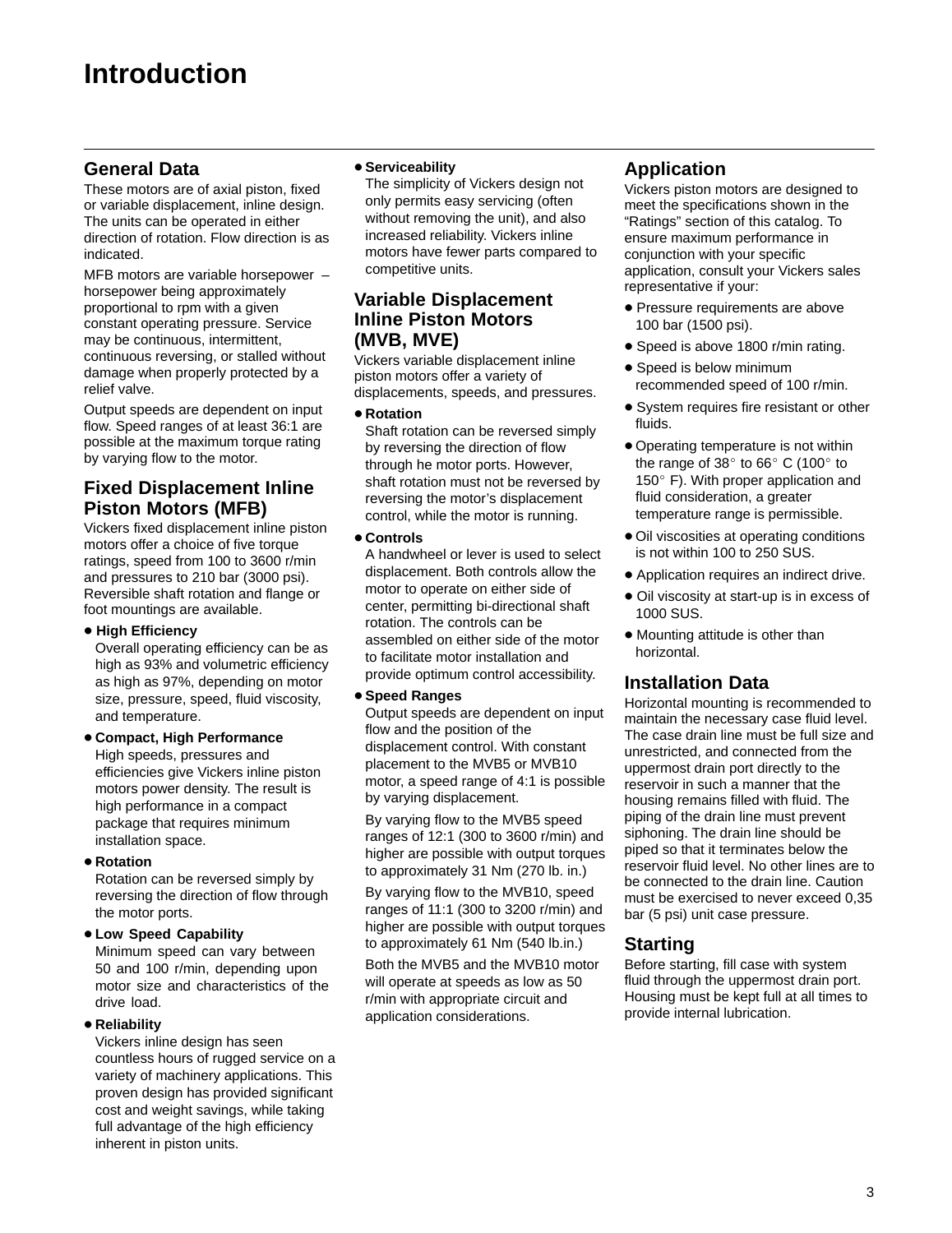# Introduction

## General Data

These motors are of axial piston, fixed or variable displacement, inline design. The units can be operated in either direction of rotation. Flow direction is as indicated.

MFB motors are variable horsepower – horsepower being approximately proportional to rpm with a given constant operating pressure. Service may be continuous, intermittent, continuous reversing, or stalled without damage when properly protected by a relief valve.

Output speeds are dependent on input flow. Speed ranges of at least 36:1 are possible at the maximum torque rating by varying flow to the motor.

## Fixed Displacement Inline Piston Motors (MFB)

Vickers fixed displacement inline piston motors offer a choice of five torque ratings, speed from 100 to 3600 r/min and pressures to 210 bar (3000 psi). Reversible shaft rotation and flange or foot mountings are available.

- **High Efficiency**
  Overall operating efficiency can be as high as 93% and volumetric efficiency as high as 97%, depending on motor size, pressure, speed, fluid viscosity, and temperature.
- **Compact, High Performance**
  High speeds, pressures and efficiencies give Vickers inline piston motors power density. The result is high performance in a compact package that requires minimum installation space.
- **Rotation**
  Rotation can be reversed simply by reversing the direction of flow through the motor ports.
- **Low Speed Capability**
  Minimum speed can vary between 50 and 100 r/min, depending upon motor size and characteristics of the drive load.
- **Reliability**
  Vickers inline design has seen countless hours of rugged service on a variety of machinery applications. This proven design has provided significant cost and weight savings, while taking full advantage of the high efficiency inherent in piston units.
- **Serviceability**
  The simplicity of Vickers design not only permits easy servicing (often without removing the unit), and also increased reliability. Vickers inline motors have fewer parts compared to competitive units.

## Variable Displacement Inline Piston Motors (MVB, MVE)

Vickers variable displacement inline piston motors offer a variety of displacements, speeds, and pressures.

- **Rotation**
  Shaft rotation can be reversed simply by reversing the direction of flow through he motor ports. However, shaft rotation must not be reversed by reversing the motor's displacement control, while the motor is running.
- **Controls**
  A handwheel or lever is used to select displacement. Both controls allow the motor to operate on either side of center, permitting bi-directional shaft rotation. The controls can be assembled on either side of the motor to facilitate motor installation and provide optimum control accessibility.
- **Speed Ranges**
  Output speeds are dependent on input flow and the position of the displacement control. With constant placement to the MVB5 or MVB10 motor, a speed range of 4:1 is possible by varying displacement.

  By varying flow to the MVB5 speed ranges of 12:1 (300 to 3600 r/min) and higher are possible with output torques to approximately 31 Nm (270 lb. in.)

  By varying flow to the MVB10, speed ranges of 11:1 (300 to 3200 r/min) and higher are possible with output torques to approximately 61 Nm (540 lb.in.)

  Both the MVB5 and the MVB10 motor will operate at speeds as low as 50 r/min with appropriate circuit and application considerations.

## Application

Vickers piston motors are designed to meet the specifications shown in the "Ratings" section of this catalog. To ensure maximum performance in conjunction with your specific application, consult your Vickers sales representative if your:

- Pressure requirements are above 100 bar (1500 psi).
- Speed is above 1800 r/min rating.
- Speed is below minimum recommended speed of 100 r/min.
- System requires fire resistant or other fluids.
- Operating temperature is not within the range of 38° to 66° C (100° to 150° F). With proper application and fluid consideration, a greater temperature range is permissible.
- Oil viscosities at operating conditions is not within 100 to 250 SUS.
- Application requires an indirect drive.
- Oil viscosity at start-up is in excess of 1000 SUS.
- Mounting attitude is other than horizontal.

## Installation Data

Horizontal mounting is recommended to maintain the necessary case fluid level. The case drain line must be full size and unrestricted, and connected from the uppermost drain port directly to the reservoir in such a manner that the housing remains filled with fluid. The piping of the drain line must prevent siphoning. The drain line should be piped so that it terminates below the reservoir fluid level. No other lines are to be connected to the drain line. Caution must be exercised to never exceed 0,35 bar (5 psi) unit case pressure.

## Starting

Before starting, fill case with system fluid through the uppermost drain port. Housing must be kept full at all times to provide internal lubrication.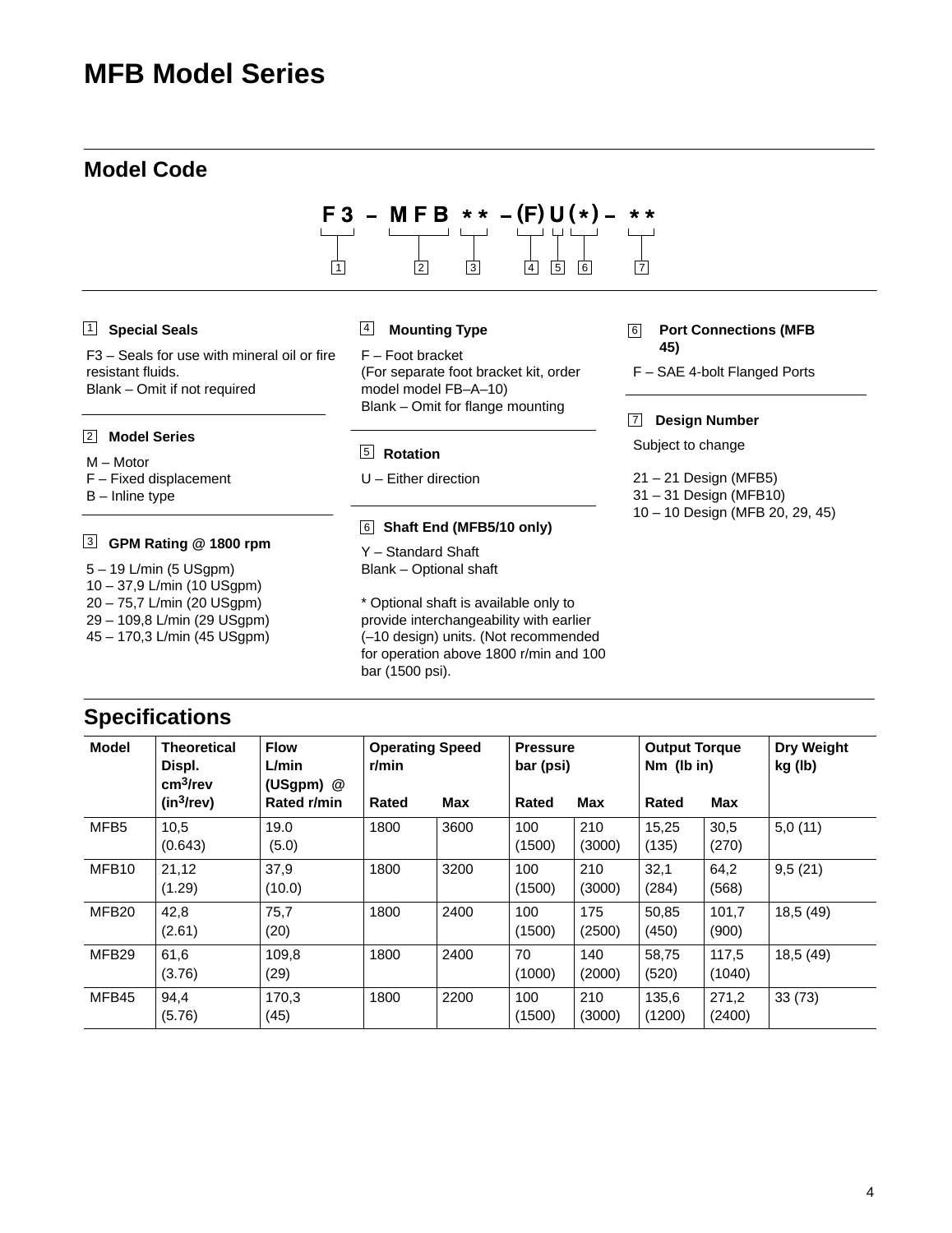# MFB Model Series

## Model Code

```
F3 – MFB ** –(F) U (*) – **
 1     2    3    4  5  6     7
```

**1 Special Seals**

F3 – Seals for use with mineral oil or fire resistant fluids.
Blank – Omit if not required

**2 Model Series**

M – Motor
F – Fixed displacement
B – Inline type

**3 GPM Rating @ 1800 rpm**

5 – 19 L/min (5 USgpm)
10 – 37,9 L/min (10 USgpm)
20 – 75,7 L/min (20 USgpm)
29 – 109,8 L/min (29 USgpm)
45 – 170,3 L/min (45 USgpm)

**4 Mounting Type**

F – Foot bracket
(For separate foot bracket kit, order model model FB–A–10)
Blank – Omit for flange mounting

**5 Rotation**

U – Either direction

**6 Shaft End (MFB5/10 only)**

Y – Standard Shaft
Blank – Optional shaft

* Optional shaft is available only to provide interchangeability with earlier (–10 design) units. (Not recommended for operation above 1800 r/min and 100 bar (1500 psi).

**6 Port Connections (MFB 45)**

F – SAE 4-bolt Flanged Ports

**7 Design Number**

Subject to change

21 – 21 Design (MFB5)
31 – 31 Design (MFB10)
10 – 10 Design (MFB 20, 29, 45)

## Specifications

| Model | Theoretical Displ. $cm^3$/rev ($in^3$/rev) | Flow L/min (USgpm) @ Rated r/min | Operating Speed r/min | | Pressure bar (psi) | | Output Torque Nm (lb in) | | Dry Weight kg (lb) |
|---|---|---|---|---|---|---|---|---|---|
| | | | Rated | Max | Rated | Max | Rated | Max | |
| MFB5 | 10,5 (0.643) | 19.0 (5.0) | 1800 | 3600 | 100 (1500) | 210 (3000) | 15,25 (135) | 30,5 (270) | 5,0 (11) |
| MFB10 | 21,12 (1.29) | 37,9 (10.0) | 1800 | 3200 | 100 (1500) | 210 (3000) | 32,1 (284) | 64,2 (568) | 9,5 (21) |
| MFB20 | 42,8 (2.61) | 75,7 (20) | 1800 | 2400 | 100 (1500) | 175 (2500) | 50,85 (450) | 101,7 (900) | 18,5 (49) |
| MFB29 | 61,6 (3.76) | 109,8 (29) | 1800 | 2400 | 70 (1000) | 140 (2000) | 58,75 (520) | 117,5 (1040) | 18,5 (49) |
| MFB45 | 94,4 (5.76) | 170,3 (45) | 1800 | 2200 | 100 (1500) | 210 (3000) | 135,6 (1200) | 271,2 (2400) | 33 (73) |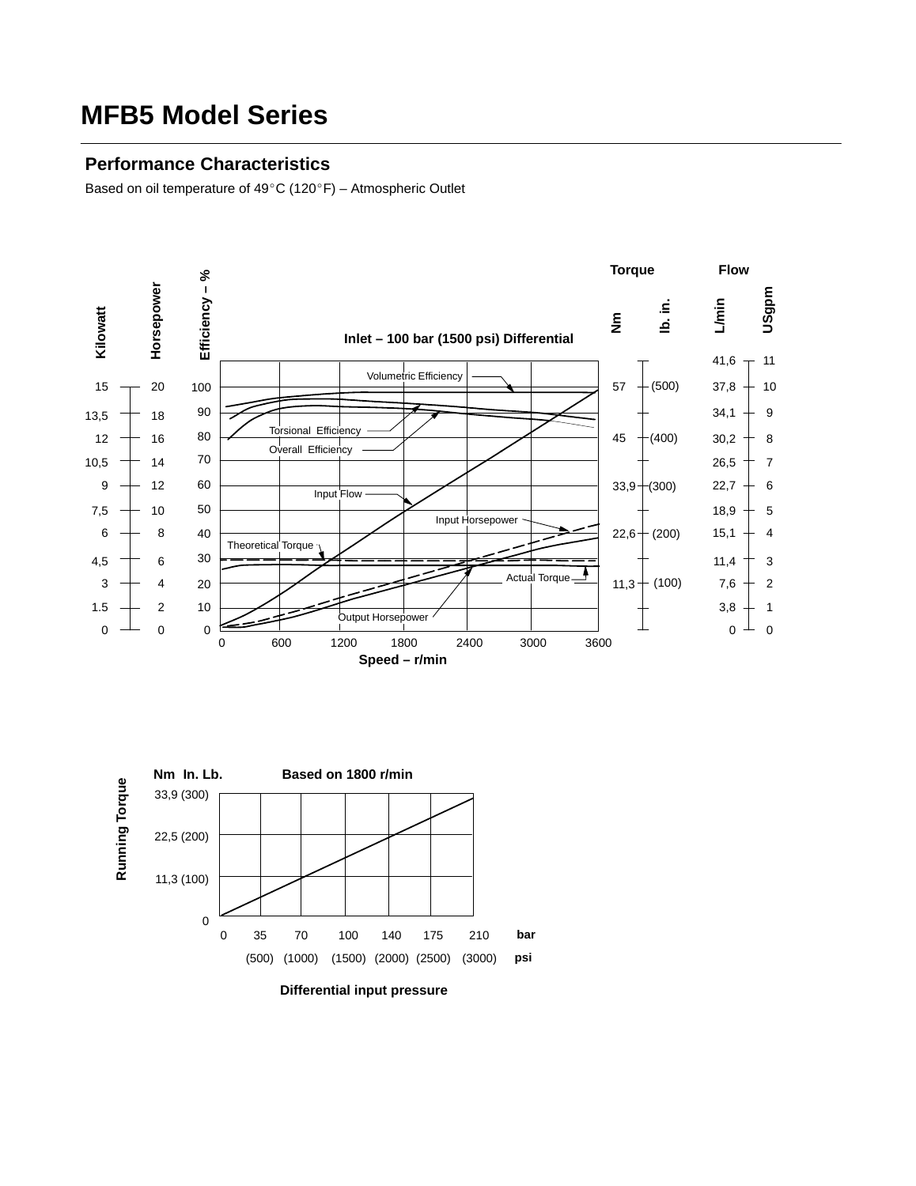# MFB5 Model Series

## Performance Characteristics

Based on oil temperature of 49°C (120°F) – Atmospheric Outlet

Inlet – 100 bar (1500 psi) Differential

Kilowatt | Horsepower | Efficiency – % | Torque: Nm, lb. in. | Flow: L/min, USgpm

Volumetric Efficiency

Torsional Efficiency

Overall Efficiency

Input Flow

Input Horsepower

Theoretical Torque

Actual Torque

Output Horsepower

Speed – r/min

Nm In. Lb. Based on 1800 r/min

Running Torque

33,9 (300)

22,5 (200)

11,3 (100)

0

0 35 70 100 140 175 210 bar

(500) (1000) (1500) (2000) (2500) (3000) psi

Differential input pressure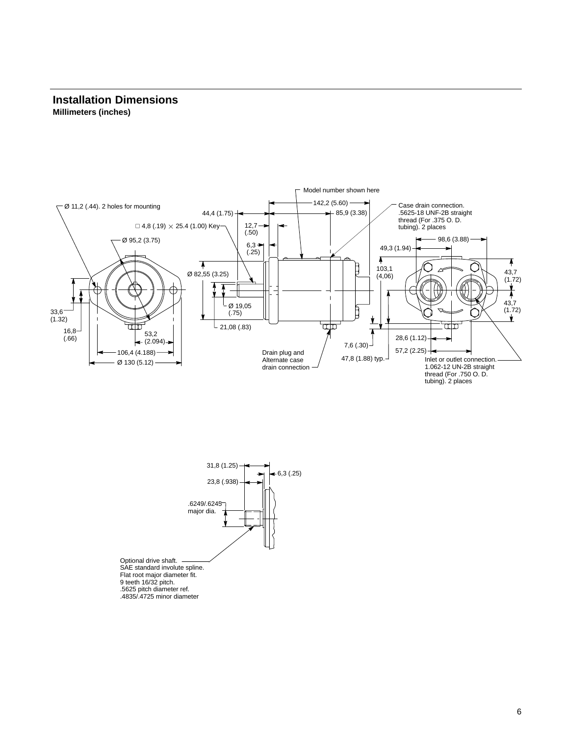## Installation Dimensions

**Millimeters (inches)**

Ø 11,2 (.44). 2 holes for mounting

□ 4,8 (.19) × 25.4 (1.00) Key

Ø 95,2 (3.75)

33,6 (1.32)

16,8 (.66)

53,2 (2.094)

106,4 (4.188)

Ø 130 (5.12)

44,4 (1.75)

12,7 (.50)

6,3 (.25)

Ø 82,55 (3.25)

Ø 19,05 (.75)

21,08 (.83)

Model number shown here

142,2 (5.60)

85,9 (3.38)

Drain plug and Alternate case drain connection

Case drain connection. .5625-18 UNF-2B straight thread (For .375 O. D. tubing). 2 places

98,6 (3.88)

49,3 (1.94)

103,1 (4,06)

43,7 (1.72)

43,7 (1.72)

7,6 (.30)

47,8 (1.88) typ.

28,6 (1.12)

57,2 (2.25)

Inlet or outlet connection. 1.062-12 UN-2B straight thread (For .750 O. D. tubing). 2 places

31,8 (1.25)

6,3 (.25)

23,8 (.938)

.6249/.6245 major dia.

Optional drive shaft.
SAE standard involute spline.
Flat root major diameter fit.
9 teeth 16/32 pitch.
.5625 pitch diameter ref.
.4835/.4725 minor diameter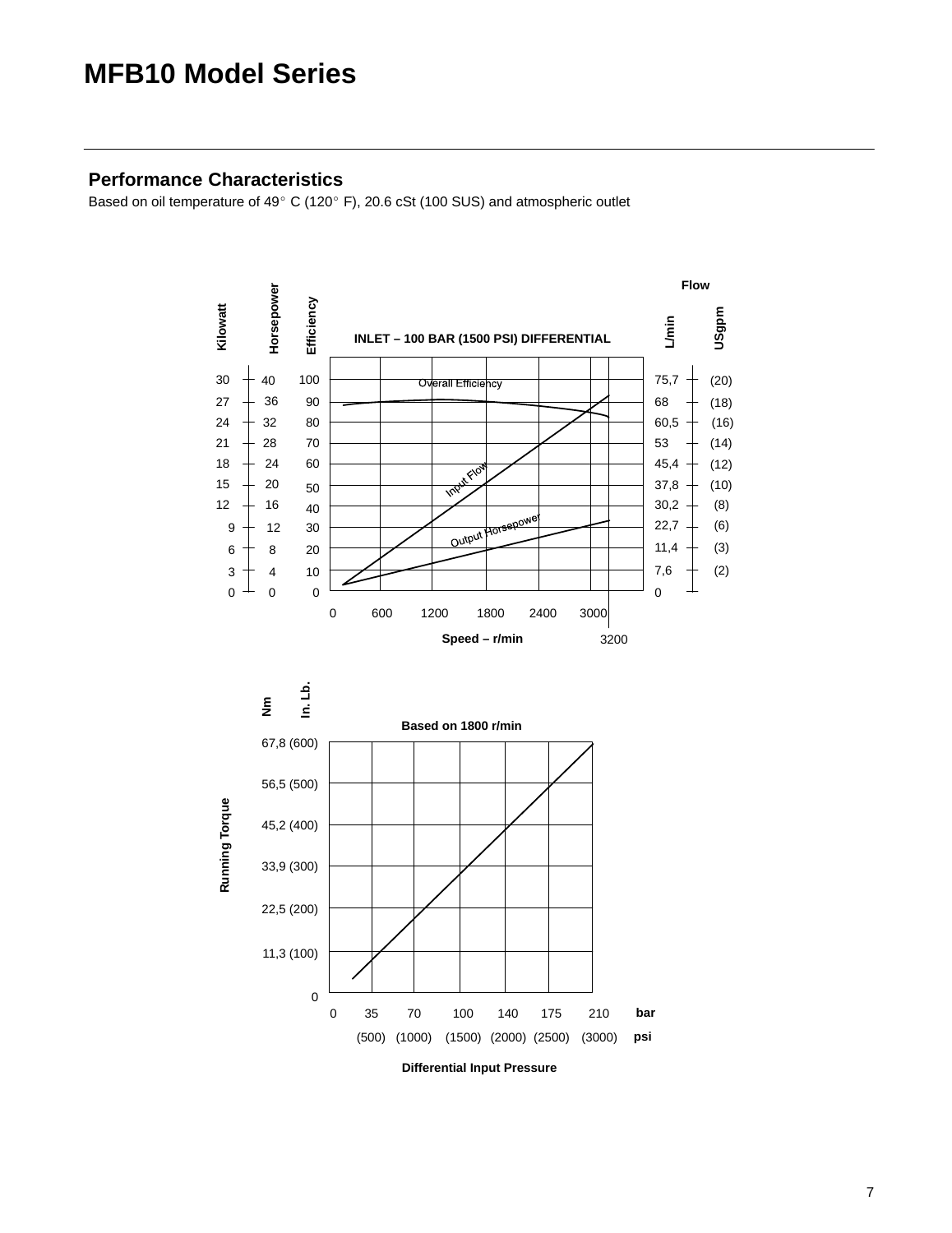# MFB10 Model Series

## Performance Characteristics

Based on oil temperature of 49° C (120° F), 20.6 cSt (100 SUS) and atmospheric outlet

INLET – 100 BAR (1500 PSI) DIFFERENTIAL

| Kilowatt | Horsepower | Efficiency | L/min | USgpm |
|---|---|---|---|---|
| 30 | 40 | 100 | 75,7 | (20) |
| 27 | 36 | 90 | 68 | (18) |
| 24 | 32 | 80 | 60,5 | (16) |
| 21 | 28 | 70 | 53 | (14) |
| 18 | 24 | 60 | 45,4 | (12) |
| 15 | 20 | 50 | 37,8 | (10) |
| 12 | 16 | 40 | 30,2 | (8) |
| 9 | 12 | 30 | 22,7 | (6) |
| 6 | 8 | 20 | 11,4 | (3) |
| 3 | 4 | 10 | 7,6 | (2) |
| 0 | 0 | 0 | 0 | |

Flow

Overall Efficiency

Input Flow

Output Horsepower

Speed – r/min: 0, 600, 1200, 1800, 2400, 3000, 3200

Based on 1800 r/min

Running Torque

| Nm | In. Lb. |
|---|---|
| 67,8 | (600) |
| 56,5 | (500) |
| 45,2 | (400) |
| 33,9 | (300) |
| 22,5 | (200) |
| 11,3 | (100) |
| 0 | |

Differential Input Pressure

| bar | 0 | 35 | 70 | 100 | 140 | 175 | 210 |
|---|---|---|---|---|---|---|---|
| psi | | (500) | (1000) | (1500) | (2000) | (2500) | (3000) |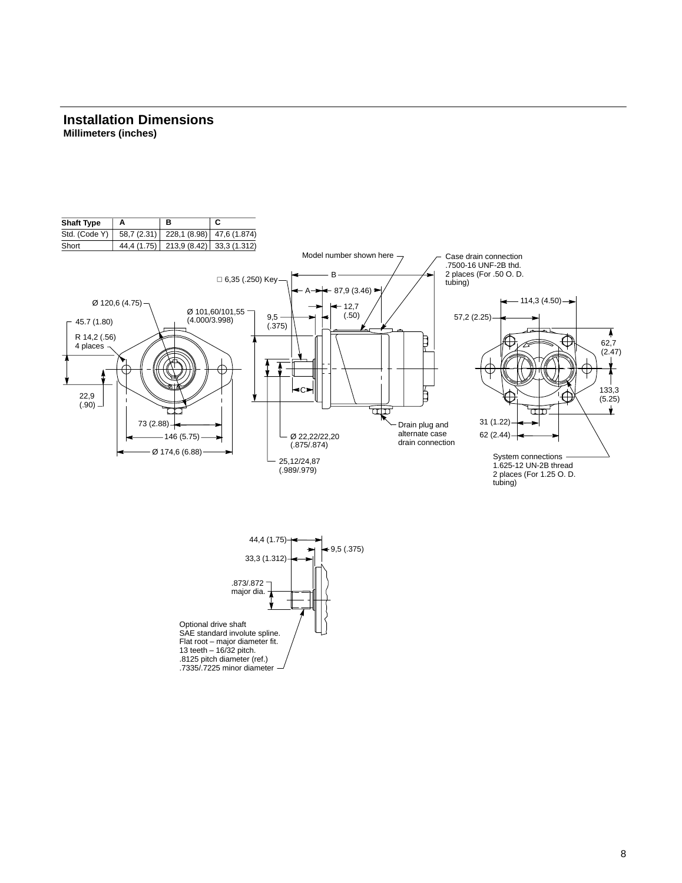## Installation Dimensions

**Millimeters (inches)**

| Shaft Type | A | B | C |
|---|---|---|---|
| Std. (Code Y) | 58,7 (2.31) | 228,1 (8.98) | 47,6 (1.874) |
| Short | 44,4 (1.75) | 213,9 (8.42) | 33,3 (1.312) |

Model number shown here

Case drain connection .7500-16 UNF-2B thd. 2 places (For .50 O. D. tubing)

□ 6,35 (.250) Key

B

A

87,9 (3.46)

Ø 120,6 (4.75)

Ø 101,60/101,55 (4.000/3.998)

9,5 (.375)

12,7 (.50)

114,3 (4.50)

57,2 (2.25)

45.7 (1.80)

R 14,2 (.56) 4 places

62,7 (2.47)

133,3 (5.25)

22,9 (.90)

C

73 (2.88)

146 (5.75)

Ø 174,6 (6.88)

Ø 22,22/22,20 (.875/.874)

25,12/24,87 (.989/.979)

Drain plug and alternate case drain connection

31 (1.22)

62 (2.44)

System connections 1.625-12 UN-2B thread 2 places (For 1.25 O. D. tubing)

44,4 (1.75)

9,5 (.375)

33,3 (1.312)

.873/.872 major dia.

Optional drive shaft
SAE standard involute spline.
Flat root – major diameter fit.
13 teeth – 16/32 pitch.
.8125 pitch diameter (ref.)
.7335/.7225 minor diameter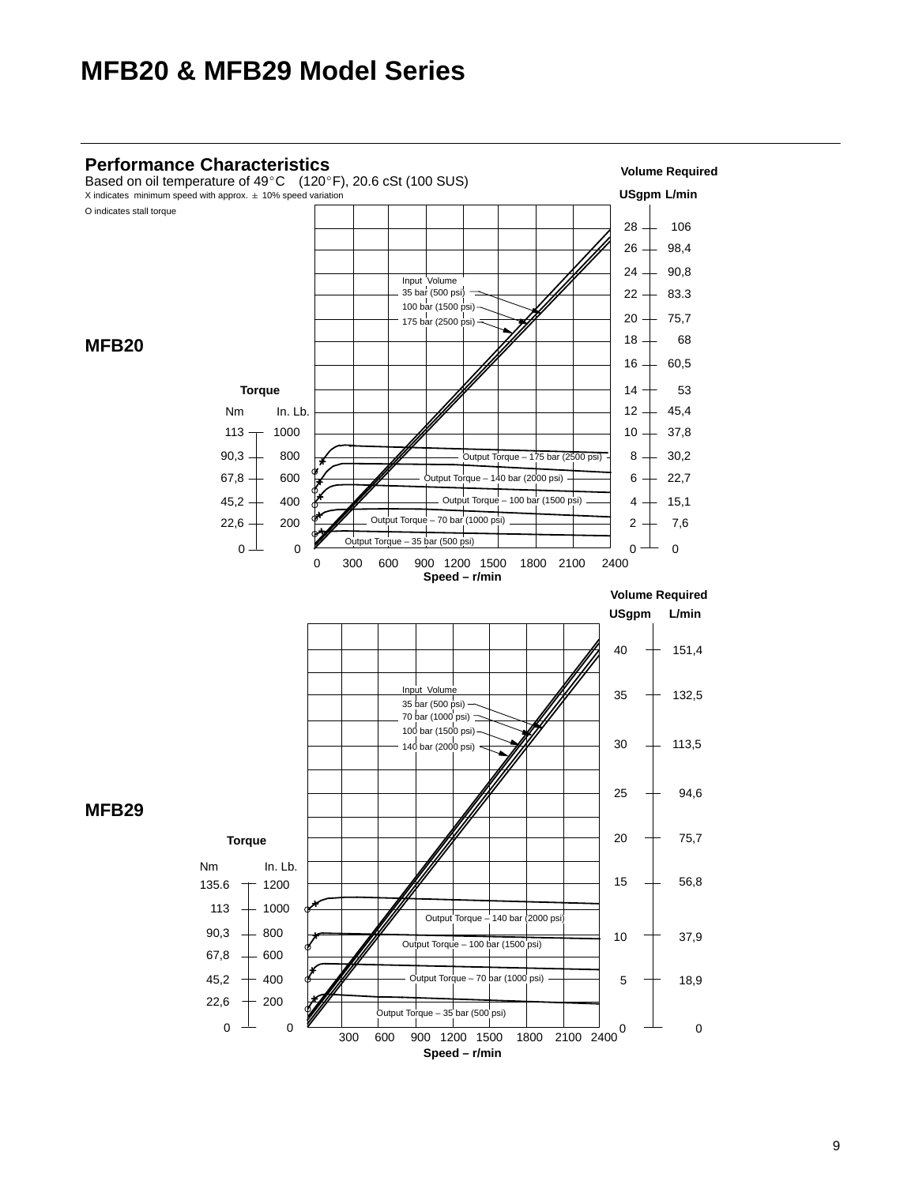# MFB20 & MFB29 Model Series

## Performance Characteristics

Based on oil temperature of 49°C (120°F), 20.6 cSt (100 SUS)

X indicates minimum speed with approx. ± 10% speed variation

O indicates stall torque

### MFB20

Volume Required

| USgpm | L/min |
|---|---|
| 28 | 106 |
| 26 | 98,4 |
| 24 | 90,8 |
| 22 | 83.3 |
| 20 | 75,7 |
| 18 | 68 |
| 16 | 60,5 |
| 14 | 53 |
| 12 | 45,4 |
| 10 | 37,8 |
| 8 | 30,2 |
| 6 | 22,7 |
| 4 | 15,1 |
| 2 | 7,6 |
| 0 | 0 |

Torque

| Nm | In. Lb. |
|---|---|
| 113 | 1000 |
| 90,3 | 800 |
| 67,8 | 600 |
| 45,2 | 400 |
| 22,6 | 200 |
| 0 | 0 |

Input Volume
- 35 bar (500 psi)
- 100 bar (1500 psi)
- 175 bar (2500 psi)

Output Torque – 175 bar (2500 psi)
Output Torque – 140 bar (2000 psi)
Output Torque – 100 bar (1500 psi)
Output Torque – 70 bar (1000 psi)
Output Torque – 35 bar (500 psi)

Speed – r/min: 0, 300, 600, 900, 1200, 1500, 1800, 2100, 2400

### MFB29

Volume Required

| USgpm | L/min |
|---|---|
| 40 | 151,4 |
| 35 | 132,5 |
| 30 | 113,5 |
| 25 | 94,6 |
| 20 | 75,7 |
| 15 | 56,8 |
| 10 | 37,9 |
| 5 | 18,9 |
| 0 | 0 |

Torque

| Nm | In. Lb. |
|---|---|
| 135.6 | 1200 |
| 113 | 1000 |
| 90,3 | 800 |
| 67,8 | 600 |
| 45,2 | 400 |
| 22,6 | 200 |
| 0 | 0 |

Input Volume
- 35 bar (500 psi)
- 70 bar (1000 psi)
- 100 bar (1500 psi)
- 140 bar (2000 psi)

Output Torque – 140 bar (2000 psi)
Output Torque – 100 bar (1500 psi)
Output Torque – 70 bar (1000 psi)
Output Torque – 35 bar (500 psi)

Speed – r/min: 300, 600, 900, 1200, 1500, 1800, 2100, 2400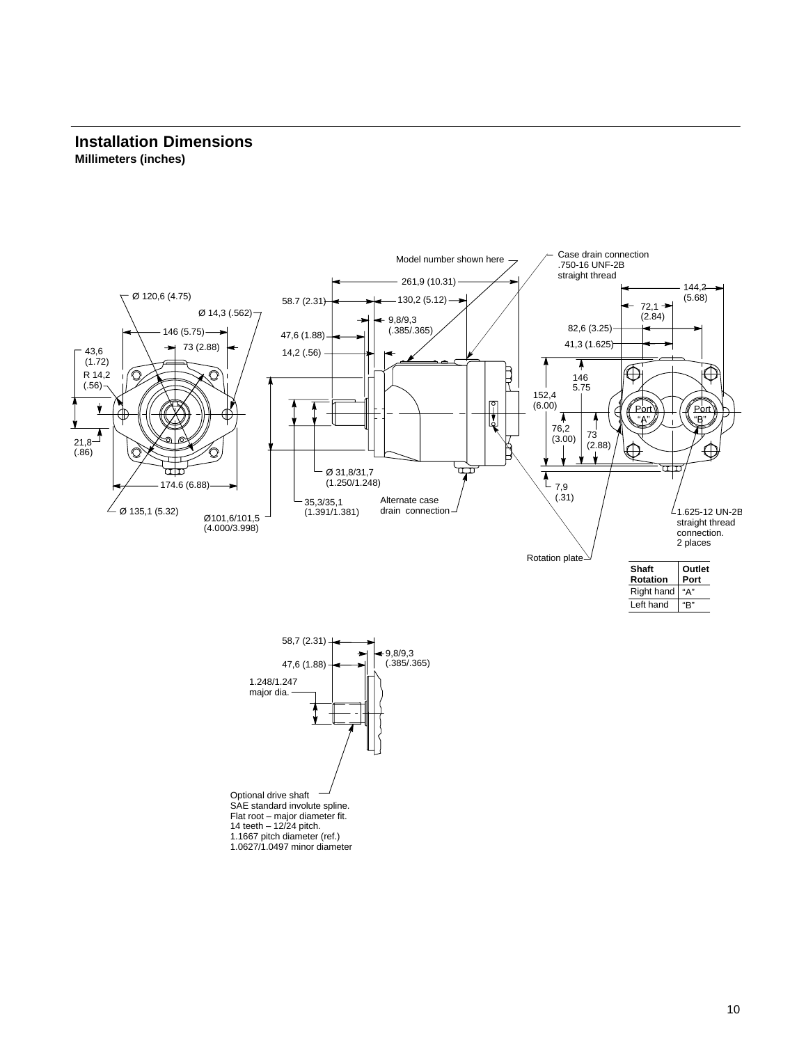## Installation Dimensions

**Millimeters (inches)**

Model number shown here

Case drain connection
.750-16 UNF-2B
straight thread

261,9 (10.31)

144,2
(5.68)

Ø 120,6 (4.75)

58.7 (2.31)

130,2 (5.12)

72,1
(2.84)

Ø 14,3 (.562)

9,8/9,3
(.385/.365)

82,6 (3.25)

146 (5.75)

47,6 (1.88)

41,3 (1.625)

73 (2.88)

43,6
(1.72)

14,2 (.56)

R 14,2
(.56)

146
5.75

152,4
(6.00)

Port "A"

Port "B"

76,2
(3.00)

73
(2.88)

21,8
(.86)

Ø 31,8/31,7
(1.250/1.248)

174.6 (6.88)

7,9
(.31)

35,3/35,1
(1.391/1.381)

Alternate case drain connection

Ø 135,1 (5.32)

Ø101,6/101,5
(4.000/3.998)

1.625-12 UN-2B straight thread connection.
2 places

Rotation plate

| Shaft Rotation | Outlet Port |
|---|---|
| Right hand | "A" |
| Left hand | "B" |

58,7 (2.31)

9,8/9,3
(.385/.365)

47,6 (1.88)

1.248/1.247
major dia.

Optional drive shaft
SAE standard involute spline.
Flat root – major diameter fit.
14 teeth – 12/24 pitch.
1.1667 pitch diameter (ref.)
1.0627/1.0497 minor diameter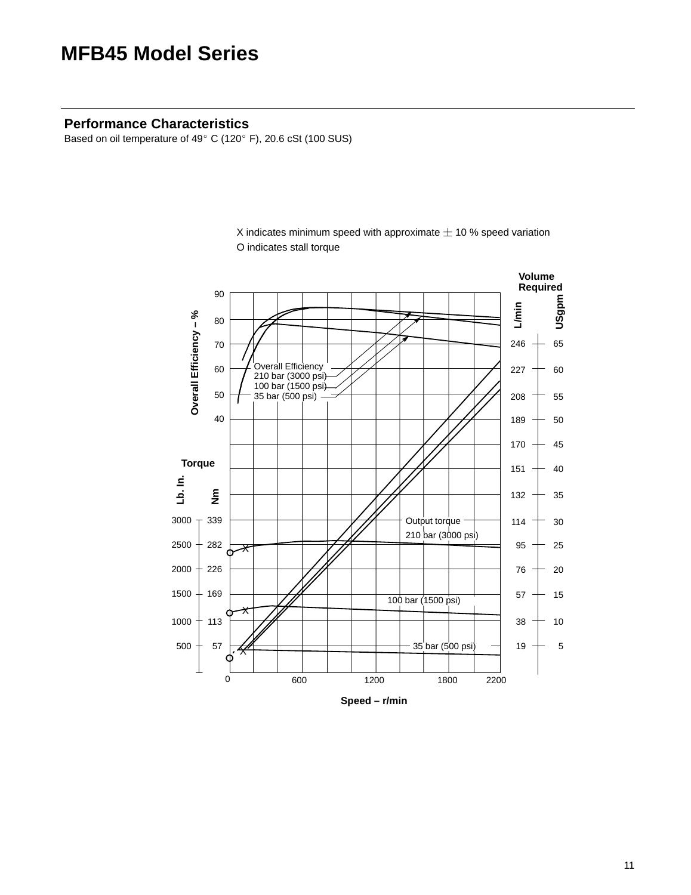# MFB45 Model Series

## Performance Characteristics

Based on oil temperature of 49° C (120° F), 20.6 cSt (100 SUS)

X indicates minimum speed with approximate ± 10 % speed variation

O indicates stall torque

Overall Efficiency – %: 40, 50, 60, 70, 80, 90

Overall Efficiency
210 bar (3000 psi)
100 bar (1500 psi)
35 bar (500 psi)

Volume Required

| L/min | USgpm |
|---|---|
| 246 | 65 |
| 227 | 60 |
| 208 | 55 |
| 189 | 50 |
| 170 | 45 |
| 151 | 40 |
| 132 | 35 |
| 114 | 30 |
| 95 | 25 |
| 76 | 20 |
| 57 | 15 |
| 38 | 10 |
| 19 | 5 |

Torque

| Lb. In. | Nm |
|---|---|
| 3000 | 339 |
| 2500 | 282 |
| 2000 | 226 |
| 1500 | 169 |
| 1000 | 113 |
| 500 | 57 |

Output torque
210 bar (3000 psi)
100 bar (1500 psi)
35 bar (500 psi)

Speed – r/min: 0, 600, 1200, 1800, 2200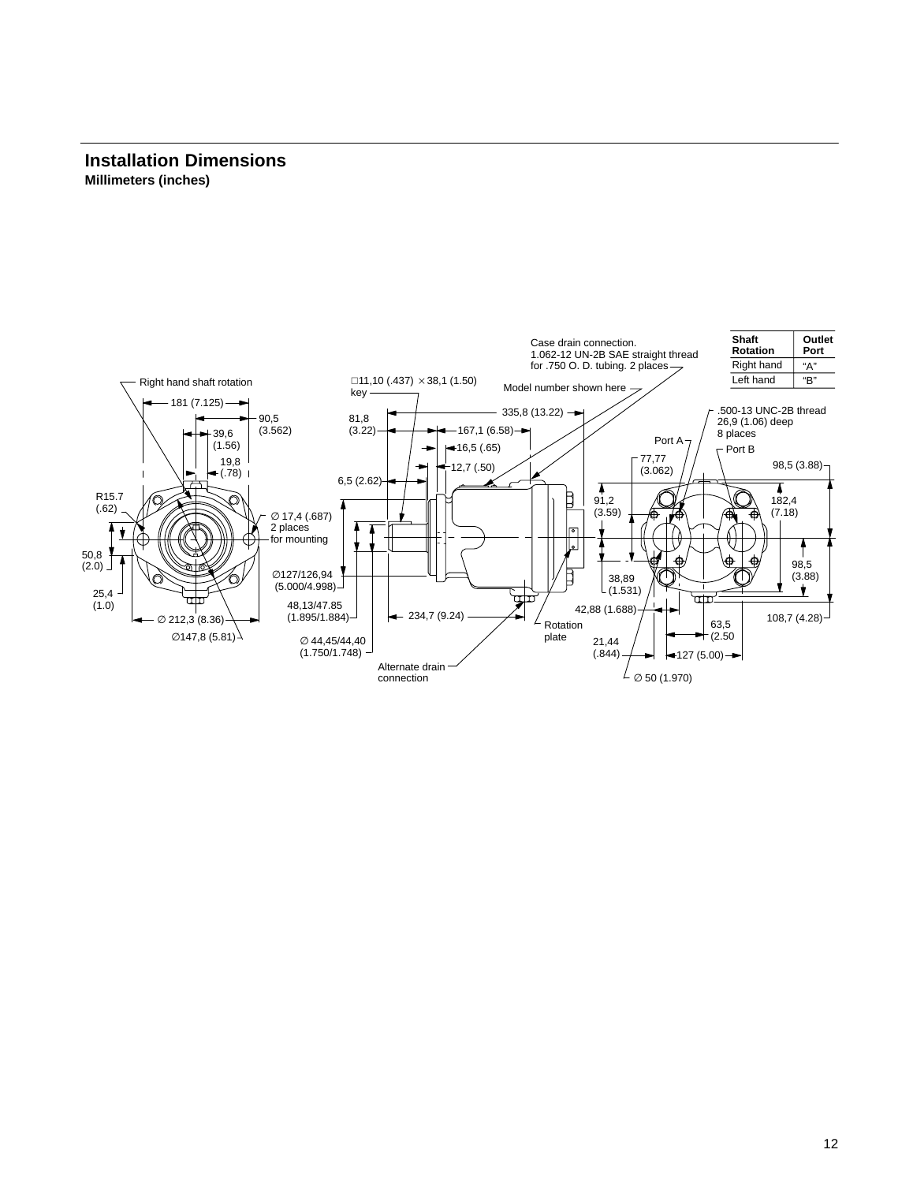## Installation Dimensions

**Millimeters (inches)**

| Shaft Rotation | Outlet Port |
| --- | --- |
| Right hand | "A" |
| Left hand | "B" |

Right hand shaft rotation

181 (7.125)

90,5 (3.562)

39,6 (1.56)

19,8 (.78)

R15.7 (.62)

∅ 17,4 (.687) 2 places for mounting

50,8 (2.0)

25,4 (1.0)

∅ 212,3 (8.36)

∅147,8 (5.81)

□11,10 (.437) × 38,1 (1.50) key

81,8 (3.22)

335,8 (13.22)

167,1 (6.58)

16,5 (.65)

12,7 (.50)

6,5 (2.62)

∅127/126,94 (5.000/4.998)

48,13/47.85 (1.895/1.884)

∅ 44,45/44,40 (1.750/1.748)

234,7 (9.24)

Alternate drain connection

Rotation plate

Case drain connection. 1.062-12 UN-2B SAE straight thread for .750 O. D. tubing. 2 places

Model number shown here

.500-13 UNC-2B thread 26,9 (1.06) deep 8 places

Port A

Port B

77,77 (3.062)

98,5 (3.88)

91,2 (3.59)

182,4 (7.18)

38,89 (1.531)

98,5 (3.88)

42,88 (1.688)

108,7 (4.28)

63,5 (2.50

21,44 (.844)

127 (5.00)

∅ 50 (1.970)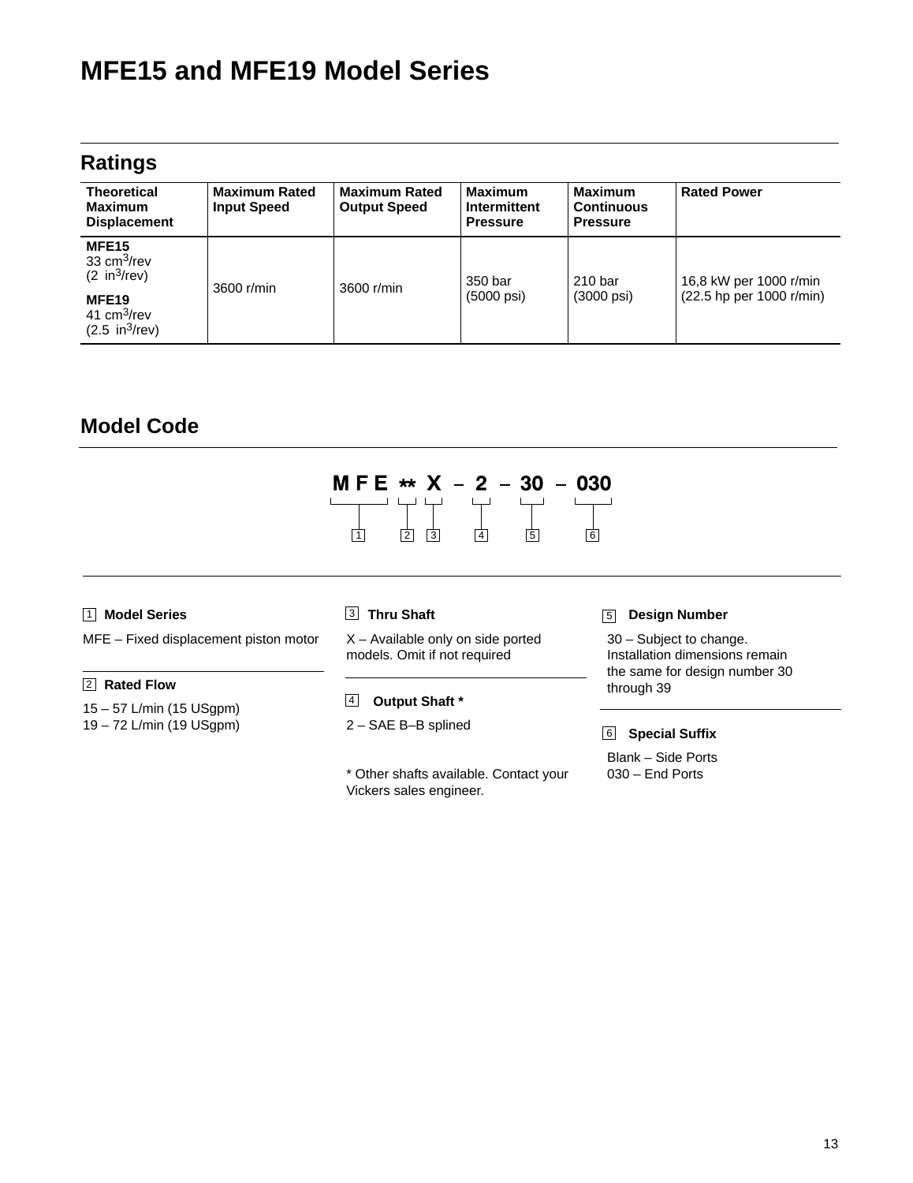# MFE15 and MFE19 Model Series

## Ratings

| Theoretical Maximum Displacement | Maximum Rated Input Speed | Maximum Rated Output Speed | Maximum Intermittent Pressure | Maximum Continuous Pressure | Rated Power |
|---|---|---|---|---|---|
| **MFE15** 33 $cm^3$/rev (2 $in^3$/rev) **MFE19** 41 $cm^3$/rev (2.5 $in^3$/rev) | 3600 r/min | 3600 r/min | 350 bar (5000 psi) | 210 bar (3000 psi) | 16,8 kW per 1000 r/min (22.5 hp per 1000 r/min) |

## Model Code

```
M F E  **  X  –  2  –  30  –  030
  1    2   3     4     5      6
```

**1 Model Series**

MFE – Fixed displacement piston motor

**2 Rated Flow**

15 – 57 L/min (15 USgpm)
19 – 72 L/min (19 USgpm)

**3 Thru Shaft**

X – Available only on side ported models. Omit if not required

**4 Output Shaft ***

2 – SAE B–B splined

* Other shafts available. Contact your Vickers sales engineer.

**5 Design Number**

30 – Subject to change. Installation dimensions remain the same for design number 30 through 39

**6 Special Suffix**

Blank – Side Ports
030 – End Ports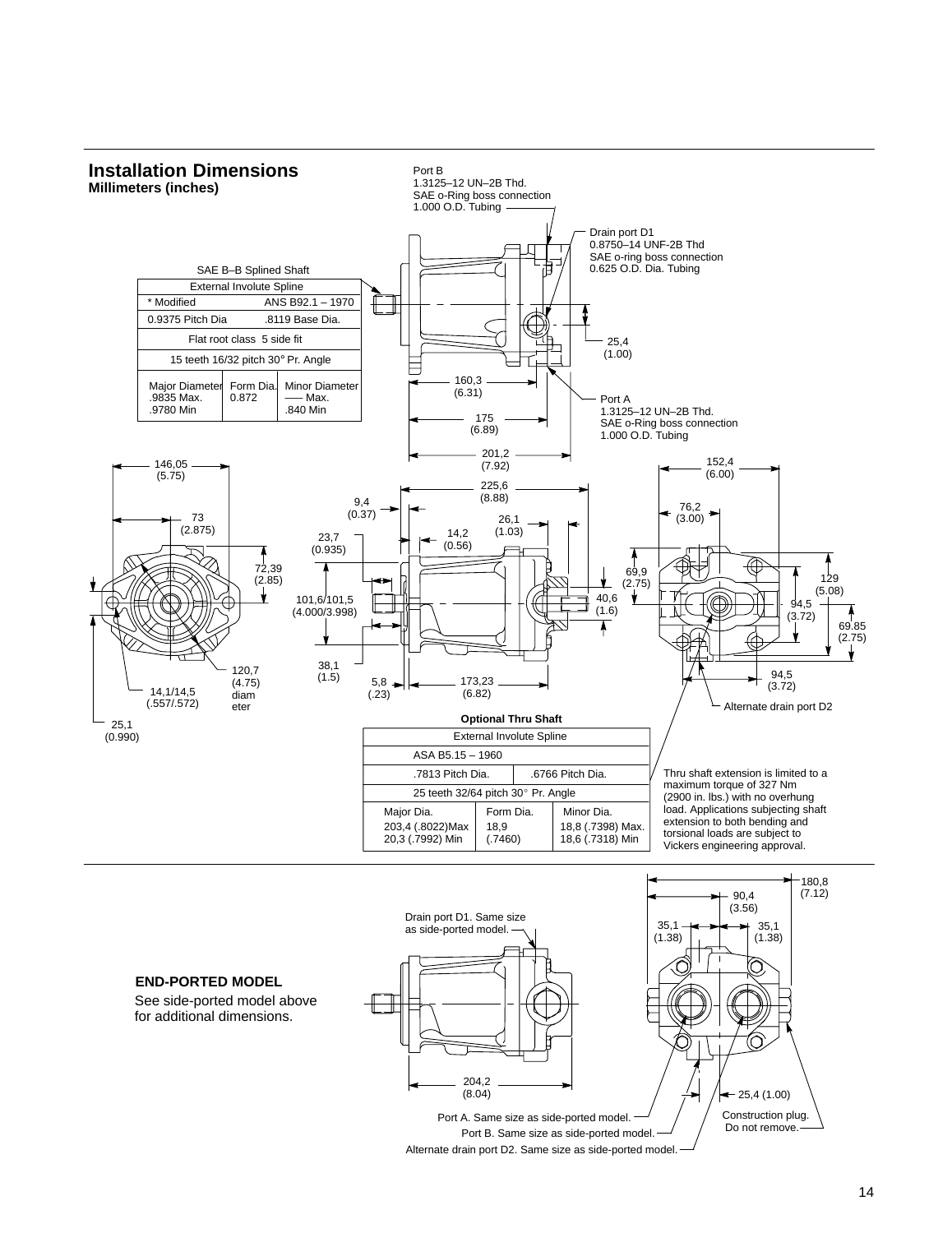## Installation Dimensions

**Millimeters (inches)**

Port B
1.3125–12 UN–2B Thd.
SAE o-Ring boss connection
1.000 O.D. Tubing

Drain port D1
0.8750–14 UNF-2B Thd
SAE o-ring boss connection
0.625 O.D. Dia. Tubing

Port A
1.3125–12 UN–2B Thd.
SAE o-Ring boss connection
1.000 O.D. Tubing

| SAE B–B Splined Shaft | | |
|---|---|---|
| External Involute Spline | | |
| * Modified | ANS B92.1 – 1970 | |
| 0.9375 Pitch Dia | .8119 Base Dia. | |
| Flat root class 5 side fit | | |
| 15 teeth 16/32 pitch 30° Pr. Angle | | |
| Major Diameter .9835 Max. .9780 Min | Form Dia. 0.872 | Minor Diameter —— Max. .840 Min |

25,4 (1.00)
160,3 (6.31)
175 (6.89)
201,2 (7.92)
146,05 (5.75)
73 (2.875)
72,39 (2.85)
120,7 (4.75) diameter
14,1/14,5 (.557/.572)
25,1 (0.990)
225,6 (8.88)
9,4 (0.37)
26,1 (1.03)
14,2 (0.56)
23,7 (0.935)
101,6/101,5 (4.000/3.998)
38,1 (1.5)
5,8 (.23)
173,23 (6.82)
40,6 (1.6)
152,4 (6.00)
76,2 (3.00)
69,9 (2.75)
129 (5.08)
94,5 (3.72)
69.85 (2.75)
94,5 (3.72)

Alternate drain port D2

**Optional Thru Shaft**

| External Involute Spline | | |
|---|---|---|
| ASA B5.15 – 1960 | | |
| .7813 Pitch Dia. | .6766 Pitch Dia. | |
| 25 teeth 32/64 pitch 30° Pr. Angle | | |
| Major Dia. 203,4 (.8022)Max 20,3 (.7992) Min | Form Dia. 18,9 (.7460) | Minor Dia. 18,8 (.7398) Max. 18,6 (.7318) Min |

Thru shaft extension is limited to a maximum torque of 327 Nm (2900 in. lbs.) with no overhung load. Applications subjecting shaft extension to both bending and torsional loads are subject to Vickers engineering approval.

**END-PORTED MODEL**

See side-ported model above for additional dimensions.

Drain port D1. Same size as side-ported model.

204,2 (8.04)
180,8 (7.12)
90,4 (3.56)
35,1 (1.38)
35,1 (1.38)
25,4 (1.00)

Port A. Same size as side-ported model.
Port B. Same size as side-ported model.
Alternate drain port D2. Same size as side-ported model.
Construction plug. Do not remove.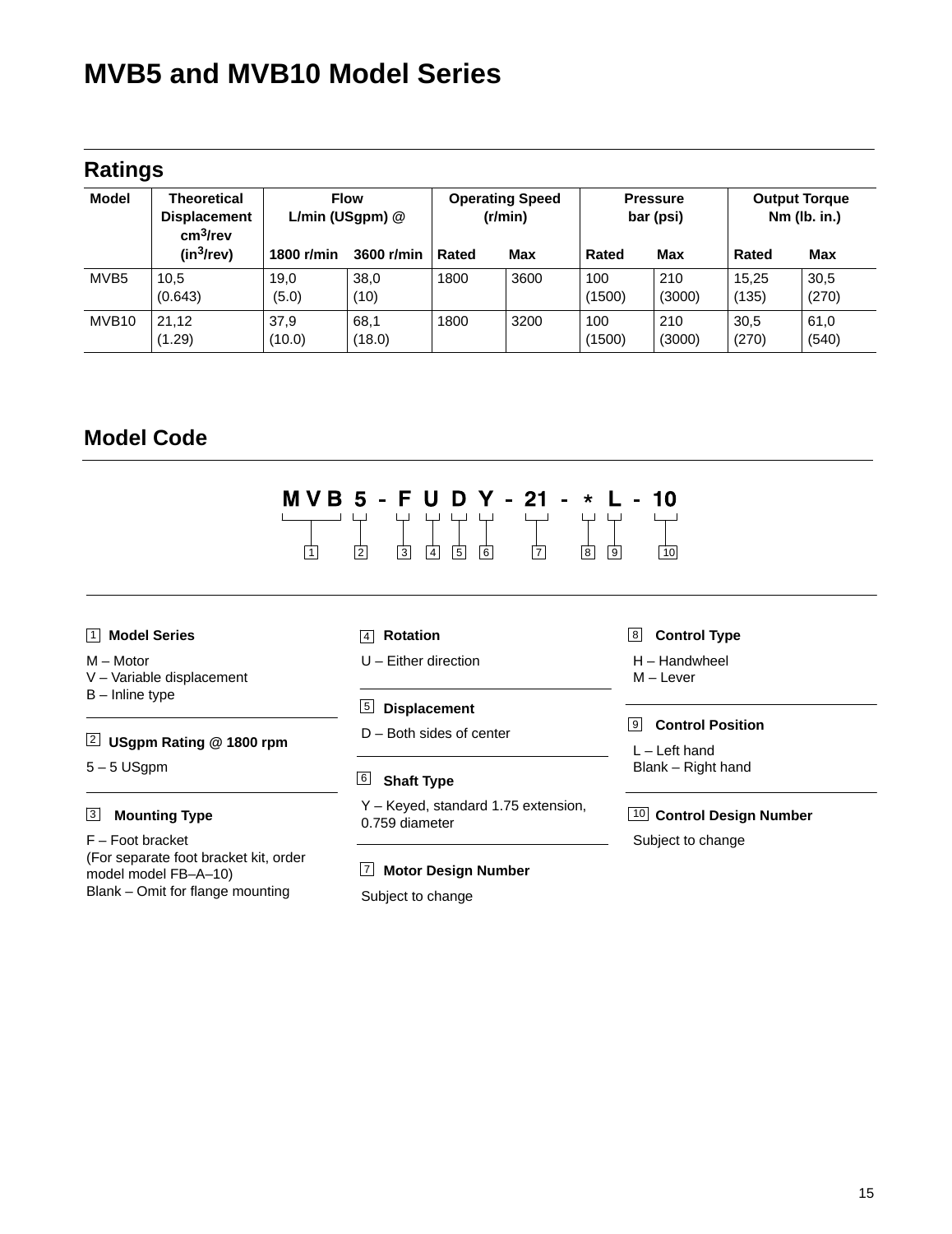# MVB5 and MVB10 Model Series

## Ratings

| Model | Theoretical Displacement $cm^3$/rev ($in^3$/rev) | Flow L/min (USgpm) @ | | Operating Speed (r/min) | | Pressure bar (psi) | | Output Torque Nm (lb. in.) | |
|---|---|---|---|---|---|---|---|---|---|
| | | 1800 r/min | 3600 r/min | Rated | Max | Rated | Max | Rated | Max |
| MVB5 | 10,5 (0.643) | 19,0 (5.0) | 38,0 (10) | 1800 | 3600 | 100 (1500) | 210 (3000) | 15,25 (135) | 30,5 (270) |
| MVB10 | 21,12 (1.29) | 37,9 (10.0) | 68,1 (18.0) | 1800 | 3200 | 100 (1500) | 210 (3000) | 30,5 (270) | 61,0 (540) |

## Model Code

```
M V B  5 - F  U  D  Y - 21 - *  L - 10
  1    2   3  4  5  6   7    8  9   10
```

**1 Model Series**

M – Motor
V – Variable displacement
B – Inline type

**2 USgpm Rating @ 1800 rpm**

5 – 5 USgpm

**3 Mounting Type**

F – Foot bracket
(For separate foot bracket kit, order model model FB–A–10)
Blank – Omit for flange mounting

**4 Rotation**

U – Either direction

**5 Displacement**

D – Both sides of center

**6 Shaft Type**

Y – Keyed, standard 1.75 extension, 0.759 diameter

**7 Motor Design Number**

Subject to change

**8 Control Type**

H – Handwheel
M – Lever

**9 Control Position**

L – Left hand
Blank – Right hand

**10 Control Design Number**

Subject to change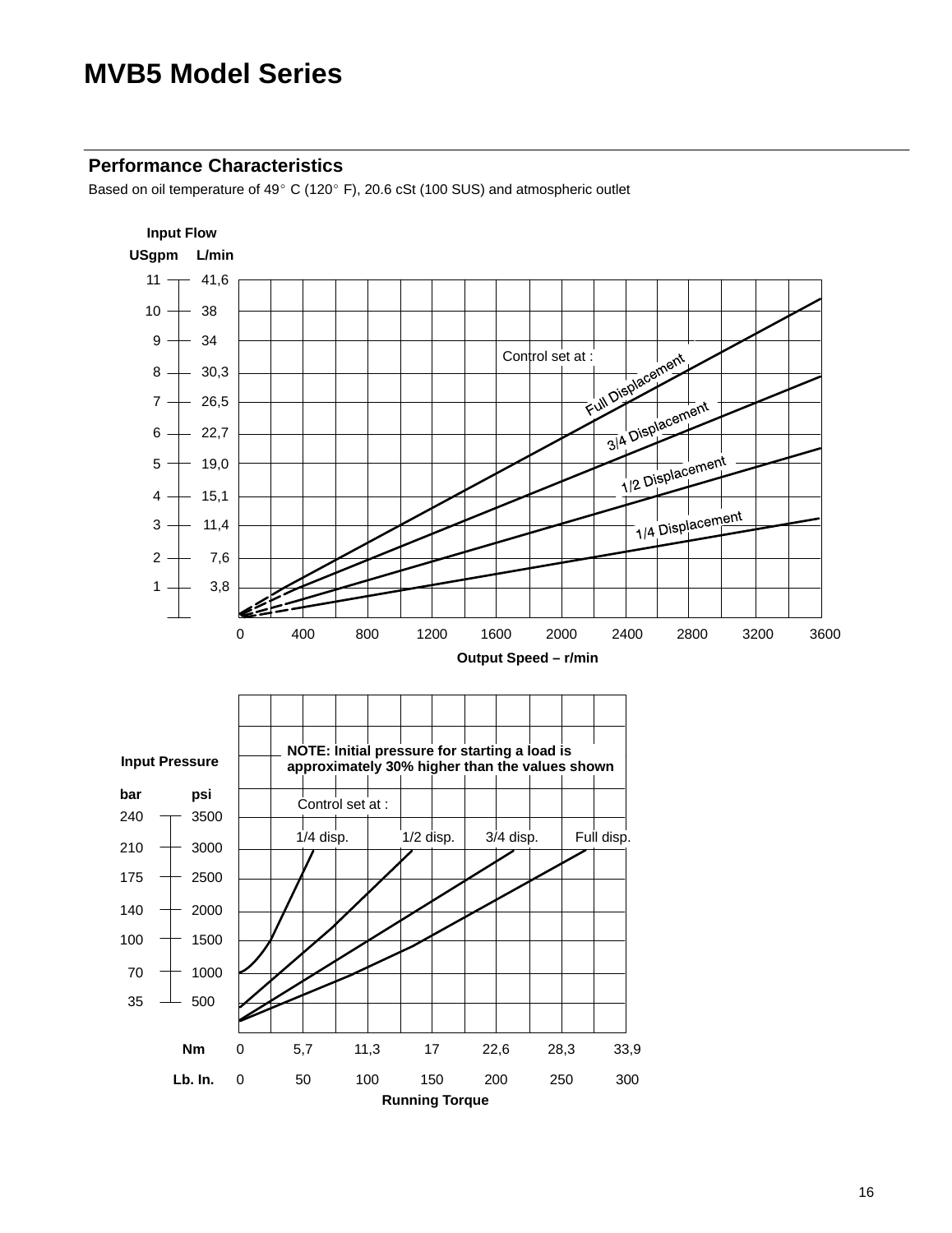# MVB5 Model Series

## Performance Characteristics

Based on oil temperature of 49° C (120° F), 20.6 cSt (100 SUS) and atmospheric outlet

Input Flow

| USgpm | L/min |
|---|---|
| 11 | 41,6 |
| 10 | 38 |
| 9 | 34 |
| 8 | 30,3 |
| 7 | 26,5 |
| 6 | 22,7 |
| 5 | 19,0 |
| 4 | 15,1 |
| 3 | 11,4 |
| 2 | 7,6 |
| 1 | 3,8 |

Control set at :

Full Displacement

3/4 Displacement

1/2 Displacement

1/4 Displacement

0 400 800 1200 1600 2000 2400 2800 3200 3600

Output Speed – r/min

**NOTE: Initial pressure for starting a load is approximately 30% higher than the values shown**

Input Pressure

| bar | psi |
|---|---|
| 240 | 3500 |
| 210 | 3000 |
| 175 | 2500 |
| 140 | 2000 |
| 100 | 1500 |
| 70 | 1000 |
| 35 | 500 |

Control set at :

1/4 disp. 1/2 disp. 3/4 disp. Full disp.

| Nm | 0 | 5,7 | 11,3 | 17 | 22,6 | 28,3 | 33,9 |
|---|---|---|---|---|---|---|---|
| Lb. In. | 0 | 50 | 100 | 150 | 200 | 250 | 300 |

Running Torque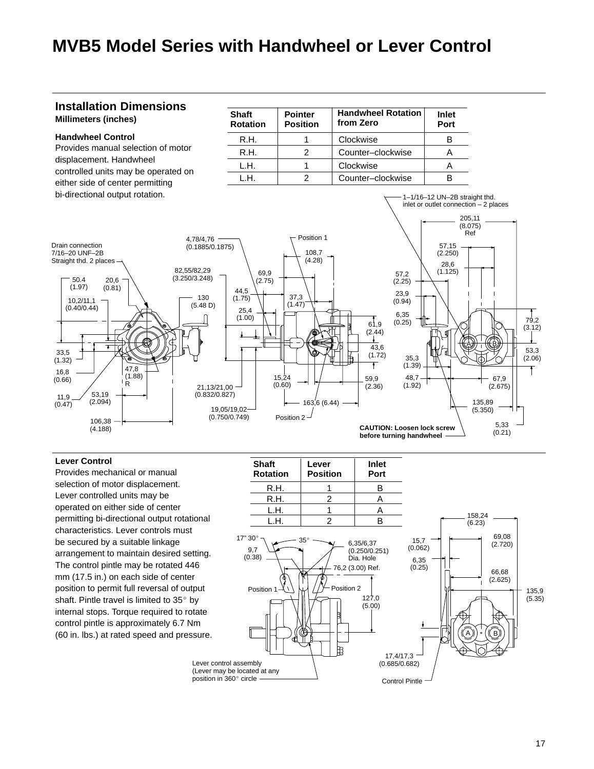# MVB5 Model Series with Handwheel or Lever Control

## Installation Dimensions

**Millimeters (inches)**

### Handwheel Control

Provides manual selection of motor displacement. Handwheel controlled units may be operated on either side of center permitting bi-directional output rotation.

| Shaft Rotation | Pointer Position | Handwheel Rotation from Zero | Inlet Port |
|---|---|---|---|
| R.H. | 1 | Clockwise | B |
| R.H. | 2 | Counter–clockwise | A |
| L.H. | 1 | Clockwise | A |
| L.H. | 2 | Counter–clockwise | B |

Drain connection 7/16–20 UNF–2B Straight thd. 2 places

1–1/16–12 UN–2B straight thd. inlet or outlet connection – 2 places

CAUTION: Loosen lock screw before turning handwheel

### Lever Control

Provides mechanical or manual selection of motor displacement. Lever controlled units may be operated on either side of center permitting bi-directional output rotational characteristics. Lever controls must be secured by a suitable linkage arrangement to maintain desired setting. The control pintle may be rotated 446 mm (17.5 in.) on each side of center position to permit full reversal of output shaft. Pintle travel is limited to 35° by internal stops. Torque required to rotate control pintle is approximately 6.7 Nm (60 in. lbs.) at rated speed and pressure.

| Shaft Rotation | Lever Position | Inlet Port |
|---|---|---|
| R.H. | 1 | B |
| R.H. | 2 | A |
| L.H. | 1 | A |
| L.H. | 2 | B |

Lever control assembly (Lever may be located at any position in 360° circle

Control Pintle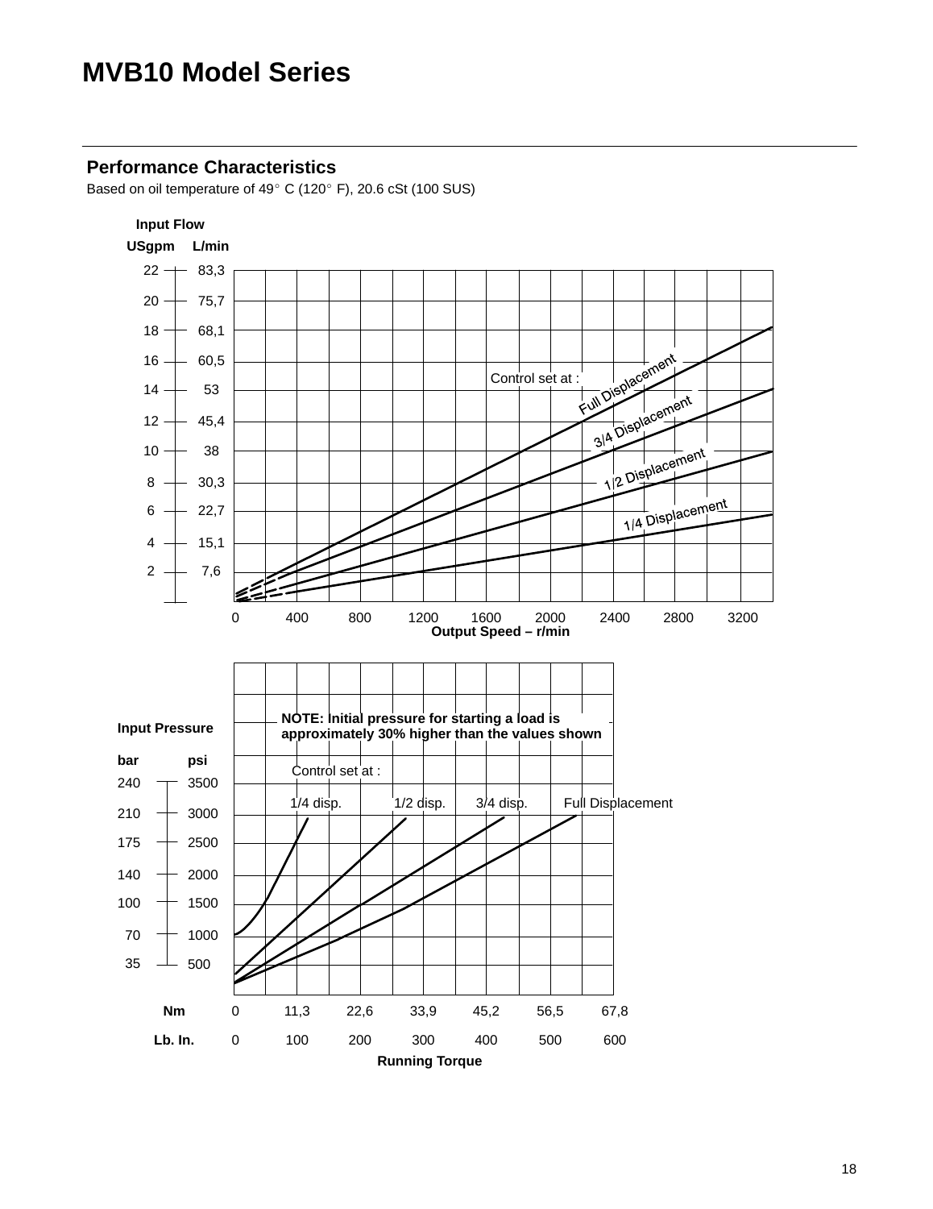# MVB10 Model Series

## Performance Characteristics

Based on oil temperature of 49° C (120° F), 20.6 cSt (100 SUS)

Input Flow

| USgpm | L/min |
|---|---|
| 22 | 83,3 |
| 20 | 75,7 |
| 18 | 68,1 |
| 16 | 60,5 |
| 14 | 53 |
| 12 | 45,4 |
| 10 | 38 |
| 8 | 30,3 |
| 6 | 22,7 |
| 4 | 15,1 |
| 2 | 7,6 |

Control set at :

Full Displacement

3/4 Displacement

1/2 Displacement

1/4 Displacement

0 400 800 1200 1600 2000 2400 2800 3200

Output Speed – r/min

**NOTE: Initial pressure for starting a load is approximately 30% higher than the values shown**

Input Pressure

| bar | psi |
|---|---|
| 240 | 3500 |
| 210 | 3000 |
| 175 | 2500 |
| 140 | 2000 |
| 100 | 1500 |
| 70 | 1000 |
| 35 | 500 |

Control set at :

1/4 disp. 1/2 disp. 3/4 disp. Full Displacement

| Nm | 0 | 11,3 | 22,6 | 33,9 | 45,2 | 56,5 | 67,8 |
|---|---|---|---|---|---|---|---|
| Lb. In. | 0 | 100 | 200 | 300 | 400 | 500 | 600 |

Running Torque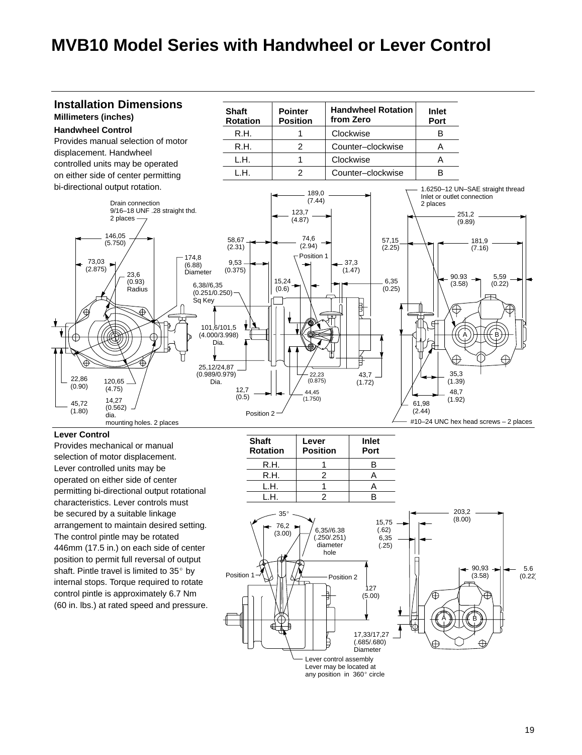# MVB10 Model Series with Handwheel or Lever Control

## Installation Dimensions

**Millimeters (inches)**

**Handwheel Control**

Provides manual selection of motor displacement. Handwheel controlled units may be operated on either side of center permitting bi-directional output rotation.

| Shaft Rotation | Pointer Position | Handwheel Rotation from Zero | Inlet Port |
|---|---|---|---|
| R.H. | 1 | Clockwise | B |
| R.H. | 2 | Counter–clockwise | A |
| L.H. | 1 | Clockwise | A |
| L.H. | 2 | Counter–clockwise | B |

Drain connection 9/16–18 UNF .28 straight thd. 2 places

1.6250–12 UN–SAE straight thread Inlet or outlet connection 2 places

146,05 (5.750)
73,03 (2.875)
23,6 (0.93) Radius
174,8 (6.88) Diameter
22,86 (0.90)
120,65 (4.75)
45,72 (1.80)
14,27 (0.562) dia. mounting holes. 2 places

189,0 (7.44)
123,7 (4.87)
58,67 (2.31)
74,6 (2.94)
Position 1
9,53 (0.375)
37,3 (1.47)
15,24 (0.6)
6,35 (0.25)
6,38//6,35 (0.251/0.250) Sq Key
101,6/101,5 (4.000/3.998) Dia.
25,12/24,87 (0.989/0.979) Dia.
22,23 (0.875)
43,7 (1.72)
12,7 (0.5)
44,45 (1.750)
Position 2

251,2 (9.89)
57,15 (2.25)
181,9 (7.16)
90.93 (3.58)
5,59 (0.22)
35,3 (1.39)
48,7 (1.92)
61,98 (2.44)
#10–24 UNC hex head screws – 2 places

**Lever Control**

Provides mechanical or manual selection of motor displacement. Lever controlled units may be operated on either side of center permitting bi-directional output rotational characteristics. Lever controls must be secured by a suitable linkage arrangement to maintain desired setting. The control pintle may be rotated 446mm (17.5 in.) on each side of center position to permit full reversal of output shaft. Pintle travel is limited to 35° by internal stops. Torque required to rotate control pintle is approximately 6.7 Nm (60 in. lbs.) at rated speed and pressure.

| Shaft Rotation | Lever Position | Inlet Port |
|---|---|---|
| R.H. | 1 | B |
| R.H. | 2 | A |
| L.H. | 1 | A |
| L.H. | 2 | B |

35°
76,2 (3.00)
6,35//6.38 (.250/.251) diameter hole
Position 1
Position 2
127 (5.00)
17,33/17,27 (.685/.680) Diameter
Lever control assembly Lever may be located at any position in 360° circle

203,2 (8.00)
15,75 (.62)
6,35 (.25)
90,93 (3.58)
5.6 (0.22)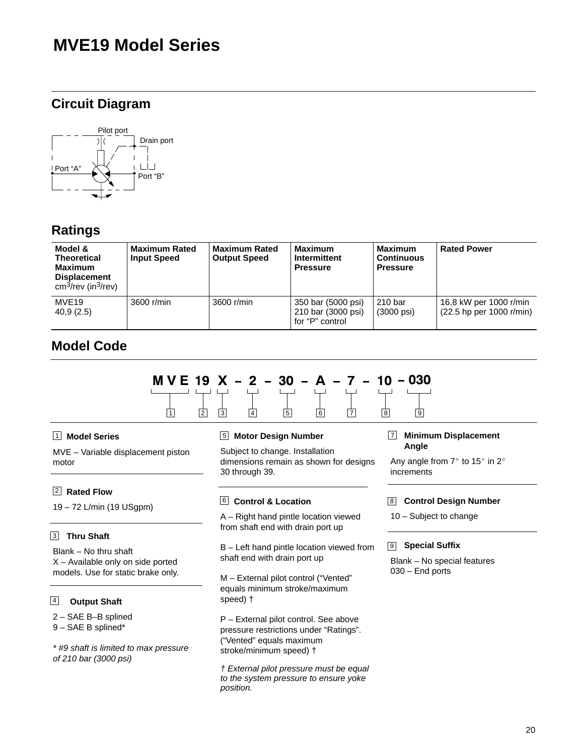# MVE19 Model Series

## Circuit Diagram

Pilot port

Drain port

Port “A”

Port “B”

## Ratings

| Model & Theoretical Maximum Displacement cm$^3$/rev (in$^3$/rev) | Maximum Rated Input Speed | Maximum Rated Output Speed | Maximum Intermittent Pressure | Maximum Continuous Pressure | Rated Power |
|---|---|---|---|---|---|
| MVE19 40,9 (2.5) | 3600 r/min | 3600 r/min | 350 bar (5000 psi) 210 bar (3000 psi) for “P” control | 210 bar (3000 psi) | 16,8 kW per 1000 r/min (22.5 hp per 1000 r/min) |

## Model Code

**M V E 19 X – 2 – 30 – A – 7 – 10 – 030**

1 (MVE), 2 (19), 3 (X), 4 (2), 5 (30), 6 (A), 7 (7), 8 (10), 9 (030)

**1 Model Series**

MVE – Variable displacement piston motor

**2 Rated Flow**

19 – 72 L/min (19 USgpm)

**3 Thru Shaft**

Blank – No thru shaft
X – Available only on side ported models. Use for static brake only.

**4 Output Shaft**

2 – SAE B–B splined
9 – SAE B splined*

*\* #9 shaft is limited to max pressure of 210 bar (3000 psi)*

**5 Motor Design Number**

Subject to change. Installation dimensions remain as shown for designs 30 through 39.

**6 Control & Location**

A – Right hand pintle location viewed from shaft end with drain port up

B – Left hand pintle location viewed from shaft end with drain port up

M – External pilot control (“Vented” equals minimum stroke/maximum speed) †

P – External pilot control. See above pressure restrictions under “Ratings”. (“Vented” equals maximum stroke/minimum speed) †

*† External pilot pressure must be equal to the system pressure to ensure yoke position.*

**7 Minimum Displacement Angle**

Any angle from 7° to 15° in 2° increments

**8 Control Design Number**

10 – Subject to change

**9 Special Suffix**

Blank – No special features
030 – End ports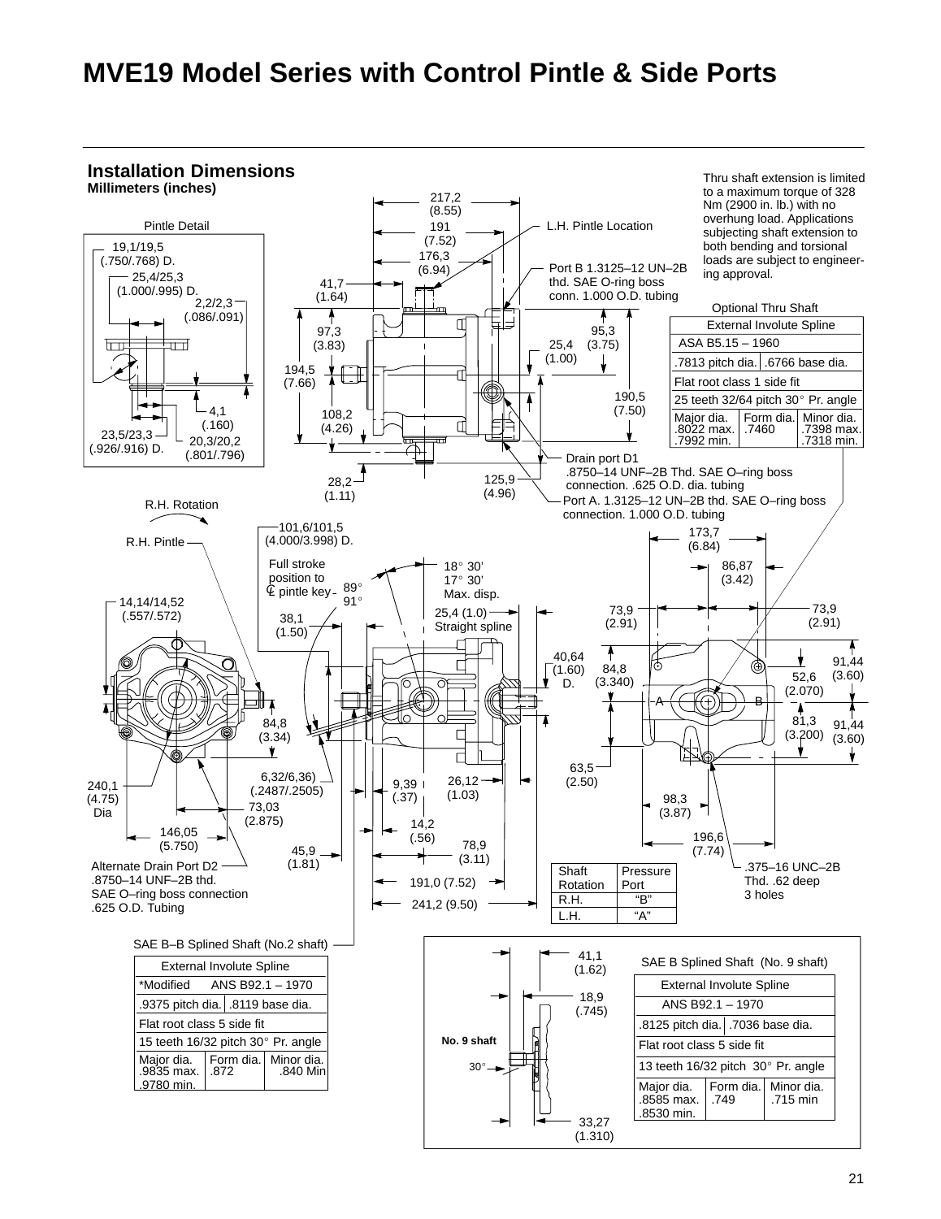# MVE19 Model Series with Control Pintle & Side Ports

## Installation Dimensions

**Millimeters (inches)**

Thru shaft extension is limited to a maximum torque of 328 Nm (2900 in. lb.) with no overhung load. Applications subjecting shaft extension to both bending and torsional loads are subject to engineering approval.

Pintle Detail

19,1/19,5 (.750/.768) D.
25,4/25,3 (1.000/.995) D.
2,2/2,3 (.086/.091)
4,1 (.160)
23,5/23,3 (.926/.916) D.
20,3/20,2 (.801/.796)

217,2 (8.55)
191 (7.52)
176,3 (6.94)
41,7 (1.64)
97,3 (3.83)
194,5 (7.66)
108,2 (4.26)
28,2 (1.11)
125,9 (4.96)
95,3 (3.75)
25,4 (1.00)
190,5 (7.50)

L.H. Pintle Location

Port B 1.3125–12 UN–2B thd. SAE O-ring boss conn. 1.000 O.D. tubing

Drain port D1 .8750–14 UNF–2B Thd. SAE O–ring boss connection. .625 O.D. dia. tubing

Port A. 1.3125–12 UN–2B thd. SAE O–ring boss connection. 1.000 O.D. tubing

Optional Thru Shaft

| External Involute Spline | | |
|---|---|---|
| ASA B5.15 – 1960 | | |
| .7813 pitch dia. | .6766 base dia. | |
| Flat root class 1 side fit | | |
| 25 teeth 32/64 pitch 30° Pr. angle | | |
| Major dia. .8022 max. .7992 min. | Form dia. .7460 | Minor dia. .7398 max. .7318 min. |

R.H. Rotation

R.H. Pintle

101,6/101,5 (4.000/3.998) D.

Full stroke position to ℄ pintle key

89°
91°

18° 30'
17° 30'
Max. disp.

25,4 (1.0) Straight spline

14,14/14,52 (.557/.572)
38,1 (1.50)
84,8 (3.34)
40,64 (1.60) D.
6,32/6,36) (.2487/.2505)
240,1 (4.75) Dia
73,03 (2.875)
146,05 (5.750)
45,9 (1.81)
9,39 (.37)
26,12 (1.03)
14,2 (.56)
78,9 (3.11)
191,0 (7.52)
241,2 (9.50)

173,7 (6.84)
86,87 (3.42)
73,9 (2.91)
73,9 (2.91)
84,8 (3.340)
91,44 (3.60)
52,6 (2.070)
81,3 (3.200)
91,44 (3.60)
63,5 (2.50)
98,3 (3.87)
196,6 (7.74)

A B

.375–16 UNC–2B Thd. .62 deep 3 holes

Alternate Drain Port D2 .8750–14 UNF–2B thd. SAE O–ring boss connection .625 O.D. Tubing

| Shaft Rotation | Pressure Port |
|---|---|
| R.H. | "B" |
| L.H. | "A" |

SAE B–B Splined Shaft (No.2 shaft)

| External Involute Spline | | |
|---|---|---|
| *Modified ANS B92.1 – 1970 | | |
| .9375 pitch dia. | .8119 base dia. | |
| Flat root class 5 side fit | | |
| 15 teeth 16/32 pitch 30° Pr. angle | | |
| Major dia. .9835 max. .9780 min. | Form dia. .872 | Minor dia. .840 Min |

No. 9 shaft

41,1 (1.62)
18,9 (.745)
30°
33,27 (1.310)

SAE B Splined Shaft (No. 9 shaft)

| External Involute Spline | | |
|---|---|---|
| ANS B92.1 – 1970 | | |
| .8125 pitch dia. | .7036 base dia. | |
| Flat root class 5 side fit | | |
| 13 teeth 16/32 pitch 30° Pr. angle | | |
| Major dia. .8585 max. .8530 min. | Form dia. .749 | Minor dia. .715 min |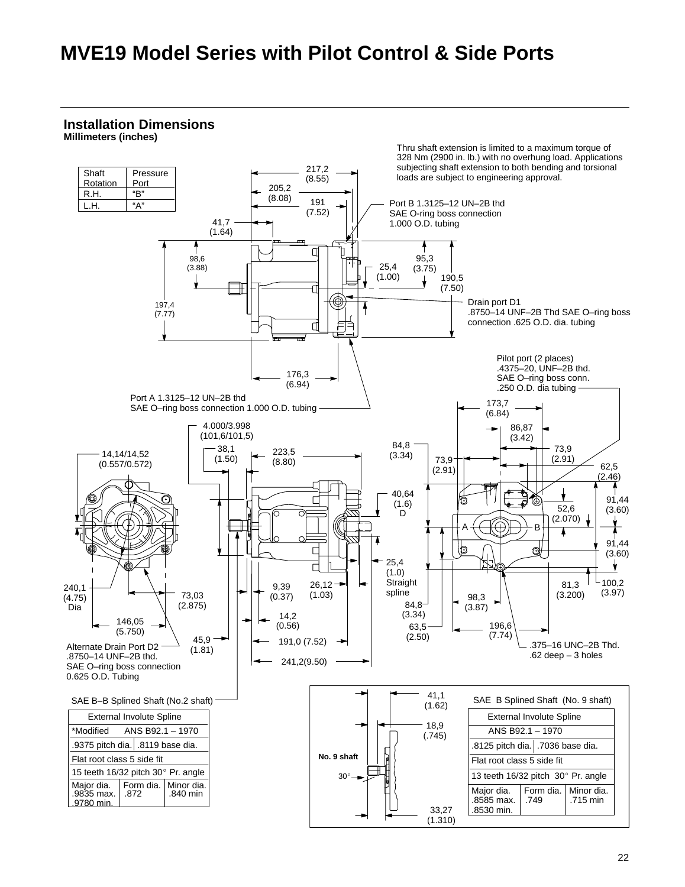# MVE19 Model Series with Pilot Control & Side Ports

## Installation Dimensions

**Millimeters (inches)**

| Shaft Rotation | Pressure Port |
|---|---|
| R.H. | "B" |
| L.H. | "A" |

Thru shaft extension is limited to a maximum torque of 328 Nm (2900 in. lb.) with no overhung load. Applications subjecting shaft extension to both bending and torsional loads are subject to engineering approval.

217,2 (8.55)
205,2 (8.08)
191 (7.52)
41,7 (1.64)
98,6 (3.88)
197,4 (7.77)
95,3 (3.75)
25,4 (1.00)
190,5 (7.50)
176,3 (6.94)

Port B 1.3125–12 UN–2B thd SAE O-ring boss connection 1.000 O.D. tubing

Drain port D1 .8750–14 UNF–2B Thd SAE O–ring boss connection .625 O.D. dia. tubing

Pilot port (2 places) .4375–20, UNF–2B thd. SAE O–ring boss conn. .250 O.D. dia tubing

Port A 1.3125–12 UN–2B thd SAE O–ring boss connection 1.000 O.D. tubing

4.000/3.998 (101,6/101,5)
14,14/14,52 (0.557/0.572)
38,1 (1.50)
223,5 (8.80)
84,8 (3.34)
40,64 (1.6) D
25,4 (1.0) Straight spline
9,39 (0.37)
26,12 (1.03)
14,2 (0.56)
191,0 (7.52)
241,2(9.50)
240,1 (4.75) Dia
73,03 (2.875)
146,05 (5.750)
45,9 (1.81)

Alternate Drain Port D2 .8750–14 UNF–2B thd. SAE O–ring boss connection 0.625 O.D. Tubing

173,7 (6.84)
86,87 (3.42)
73,9 (2.91)
73,9 (2.91)
62,5 (2.46)
91,44 (3.60)
52,6 (2.070)
91,44 (3.60)
100,2 (3.97)
81,3 (3.200)
98,3 (3.87)
84,8 (3.34)
63,5 (2.50)
196,6 (7.74)

.375–16 UNC–2B Thd. .62 deep – 3 holes

SAE B–B Splined Shaft (No.2 shaft)

| External Involute Spline | | |
|---|---|---|
| *Modified ANS B92.1 – 1970 | | |
| .9375 pitch dia. | .8119 base dia. | |
| Flat root class 5 side fit | | |
| 15 teeth 16/32 pitch 30° Pr. angle | | |
| Major dia. .9835 max. .9780 min. | Form dia. .872 | Minor dia. .840 min |

No. 9 shaft

41,1 (1.62)
18,9 (.745)
30°
33,27 (1.310)

SAE B Splined Shaft (No. 9 shaft)

| External Involute Spline | | |
|---|---|---|
| ANS B92.1 – 1970 | | |
| .8125 pitch dia. | .7036 base dia. | |
| Flat root class 5 side fit | | |
| 13 teeth 16/32 pitch 30° Pr. angle | | |
| Major dia. .8585 max. .8530 min. | Form dia. .749 | Minor dia. .715 min |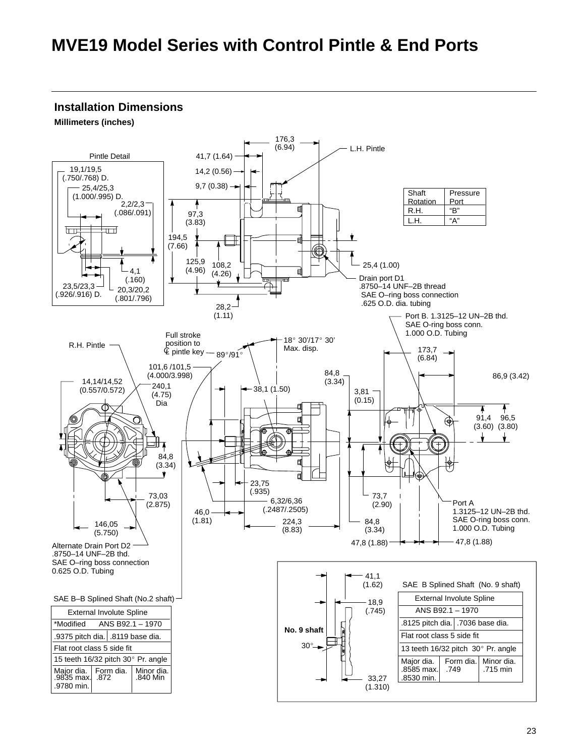# MVE19 Model Series with Control Pintle & End Ports

## Installation Dimensions

**Millimeters (inches)**

Pintle Detail

19,1/19,5 (.750/.768) D.

25,4/25,3 (1.000/.995) D.

2,2/2,3 (.086/.091)

4,1 (.160)

23,5/23,3 (.926/.916) D.

20,3/20,2 (.801/.796)

176,3 (6.94)

L.H. Pintle

41,7 (1.64)

14,2 (0.56)

9,7 (0.38)

97,3 (3.83)

194,5 (7.66)

125,9 (4.96)

108,2 (4.26)

28,2 (1.11)

25,4 (1.00)

| Shaft Rotation | Pressure Port |
|---|---|
| R.H. | “B” |
| L.H. | “A” |

Drain port D1
.8750–14 UNF–2B thread
SAE O–ring boss connection
.625 O.D. dia. tubing

Port B. 1.3125–12 UN–2B thd.
SAE O-ring boss conn.
1.000 O.D. Tubing

R.H. Pintle

Full stroke position to ℄ pintle key

89°/91°

18° 30'/17° 30'
Max. disp.

173,7 (6.84)

86,9 (3.42)

101,6 /101,5 (4.000/3.998)

14,14/14,52 (0.557/0.572)

240,1 (4.75) Dia

38,1 (1.50)

84,8 (3.34)

3,81 (0.15)

91,4 (3.60)

96,5 (3.80)

84,8 (3.34)

23,75 (.935)

6,32/6,36 (.2487/.2505)

46,0 (1.81)

224,3 (8.83)

73,7 (2.90)

84,8 (3.34)

73,03 (2.875)

146,05 (5.750)

47,8 (1.88)

47,8 (1.88)

Port A
1.3125–12 UN–2B thd.
SAE O-ring boss conn.
1.000 O.D. Tubing

Alternate Drain Port D2
.8750–14 UNF–2B thd.
SAE O–ring boss connection
0.625 O.D. Tubing

SAE B–B Splined Shaft (No.2 shaft)

| External Involute Spline | | |
|---|---|---|
| *Modified ANS B92.1 – 1970 | | |
| .9375 pitch dia. | .8119 base dia. | |
| Flat root class 5 side fit | | |
| 15 teeth 16/32 pitch 30° Pr. angle | | |
| Major dia. .9835 max. .9780 min. | Form dia. .872 | Minor dia. .840 Min |

**No. 9 shaft**

41,1 (1.62)

18,9 (.745)

30°

33,27 (1.310)

SAE B Splined Shaft (No. 9 shaft)

| External Involute Spline | | |
|---|---|---|
| ANS B92.1 – 1970 | | |
| .8125 pitch dia. | .7036 base dia. | |
| Flat root class 5 side fit | | |
| 13 teeth 16/32 pitch 30° Pr. angle | | |
| Major dia. .8585 max. .8530 min. | Form dia. .749 | Minor dia. .715 min |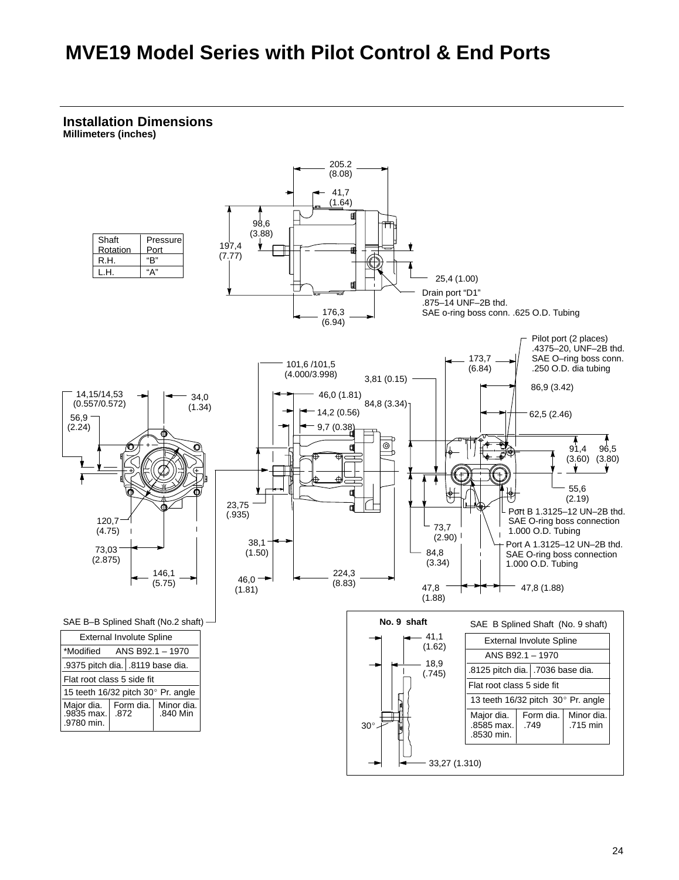# MVE19 Model Series with Pilot Control & End Ports

## Installation Dimensions

**Millimeters (inches)**

| Shaft Rotation | Pressure Port |
|---|---|
| R.H. | “B” |
| L.H. | “A” |

205.2 (8.08)

41,7 (1.64)

98,6 (3.88)

197,4 (7.77)

25,4 (1.00)

Drain port “D1”
.875–14 UNF–2B thd.
SAE o-ring boss conn. .625 O.D. Tubing

176,3 (6.94)

Pilot port (2 places)
.4375–20, UNF–2B thd.
SAE O–ring boss conn.
.250 O.D. dia tubing

173,7 (6.84)

101,6 /101,5 (4.000/3.998)

3,81 (0.15)

86,9 (3.42)

14,15/14,53 (0.557/0.572)

34,0 (1.34)

46,0 (1.81)

84,8 (3.34)

14,2 (0.56)

62,5 (2.46)

56,9 (2.24)

9,7 (0.38)

91,4 (3.60)

96,5 (3.80)

55,6 (2.19)

23,75 (.935)

Port B 1.3125–12 UN–2B thd.
SAE O-ring boss connection
1.000 O.D. Tubing

120,7 (4.75)

73,7 (2.90)

Port A 1.3125–12 UN–2B thd.
SAE O-ring boss connection
1.000 O.D. Tubing

38,1 (1.50)

73,03 (2.875)

84,8 (3.34)

146,1 (5.75)

224,3 (8.83)

46,0 (1.81)

47,8 (1.88)

47,8 (1.88)

SAE B–B Splined Shaft (No.2 shaft)

| External Involute Spline | | |
|---|---|---|
| *Modified ANS B92.1 – 1970 | | |
| .9375 pitch dia. | .8119 base dia. | |
| Flat root class 5 side fit | | |
| 15 teeth 16/32 pitch 30° Pr. angle | | |
| Major dia. .9835 max. .9780 min. | Form dia. .872 | Minor dia. .840 Min |

**No. 9 shaft**

41,1 (1.62)

18,9 (.745)

30°

33,27 (1.310)

SAE B Splined Shaft (No. 9 shaft)

| External Involute Spline | | |
|---|---|---|
| ANS B92.1 – 1970 | | |
| .8125 pitch dia. | .7036 base dia. | |
| Flat root class 5 side fit | | |
| 13 teeth 16/32 pitch 30° Pr. angle | | |
| Major dia. .8585 max. .8530 min. | Form dia. .749 | Minor dia. .715 min |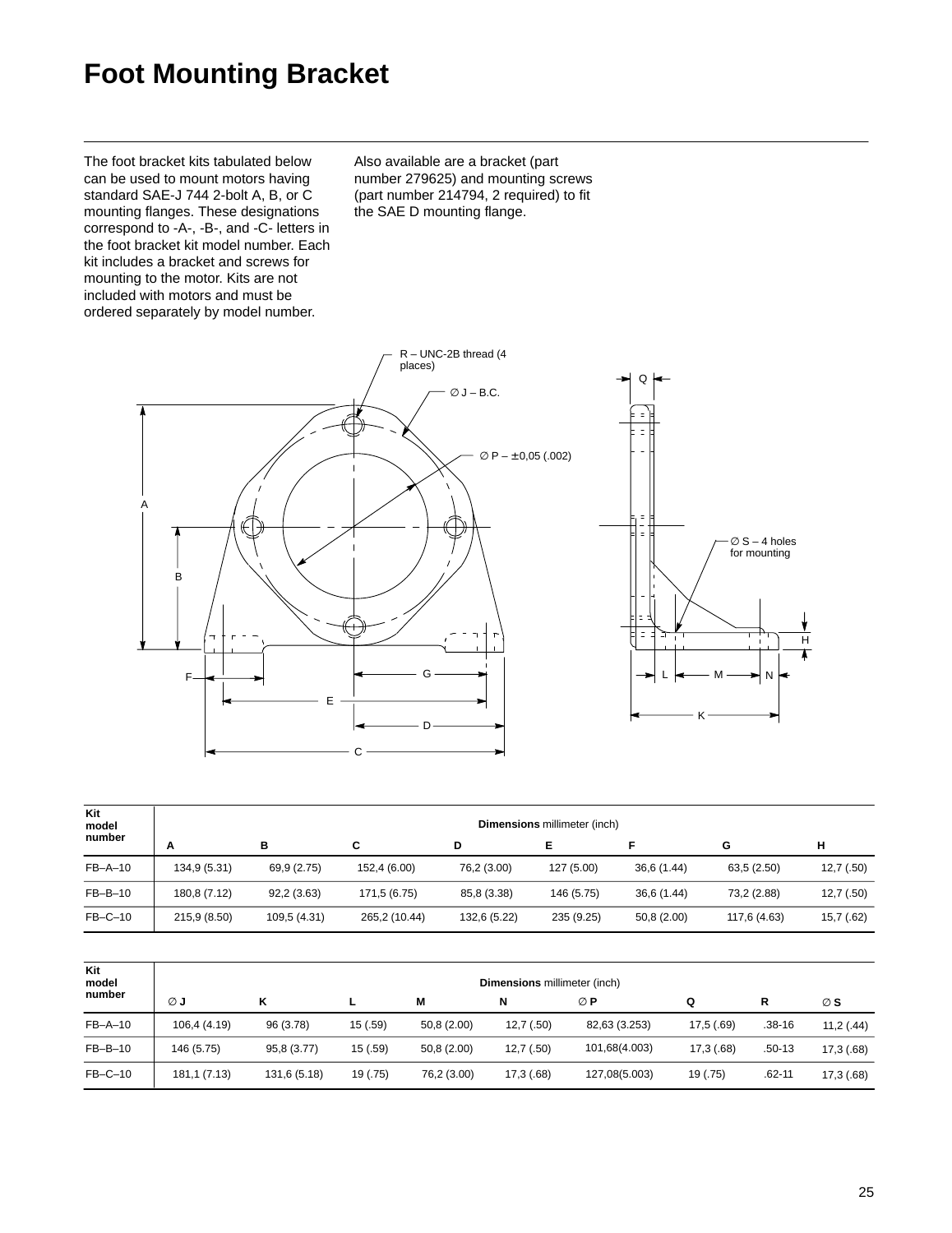# Foot Mounting Bracket

The foot bracket kits tabulated below can be used to mount motors having standard SAE-J 744 2-bolt A, B, or C mounting flanges. These designations correspond to -A-, -B-, and -C- letters in the foot bracket kit model number. Each kit includes a bracket and screws for mounting to the motor. Kits are not included with motors and must be ordered separately by model number.

Also available are a bracket (part number 279625) and mounting screws (part number 214794, 2 required) to fit the SAE D mounting flange.

R – UNC-2B thread (4 places)

∅ J – B.C.

∅ P – ±0,05 (.002)

∅ S – 4 holes for mounting

| Kit model number | Dimensions millimeter (inch) | | | | | | | |
|---|---|---|---|---|---|---|---|---|
| | A | B | C | D | E | F | G | H |
| FB–A–10 | 134,9 (5.31) | 69,9 (2.75) | 152,4 (6.00) | 76,2 (3.00) | 127 (5.00) | 36,6 (1.44) | 63,5 (2.50) | 12,7 (.50) |
| FB–B–10 | 180,8 (7.12) | 92,2 (3.63) | 171,5 (6.75) | 85,8 (3.38) | 146 (5.75) | 36,6 (1.44) | 73,2 (2.88) | 12,7 (.50) |
| FB–C–10 | 215,9 (8.50) | 109,5 (4.31) | 265,2 (10.44) | 132,6 (5.22) | 235 (9.25) | 50,8 (2.00) | 117,6 (4.63) | 15,7 (.62) |

| Kit model number | Dimensions millimeter (inch) | | | | | | | |
|---|---|---|---|---|---|---|---|---|
| | ∅ J | K | L | M | N | ∅ P | Q | R | ∅ S |
| FB–A–10 | 106,4 (4.19) | 96 (3.78) | 15 (.59) | 50,8 (2.00) | 12,7 (.50) | 82,63 (3.253) | 17,5 (.69) | .38-16 | 11,2 (.44) |
| FB–B–10 | 146 (5.75) | 95,8 (3.77) | 15 (.59) | 50,8 (2.00) | 12,7 (.50) | 101,68(4.003) | 17,3 (.68) | .50-13 | 17,3 (.68) |
| FB–C–10 | 181,1 (7.13) | 131,6 (5.18) | 19 (.75) | 76,2 (3.00) | 17,3 (.68) | 127,08(5.003) | 19 (.75) | .62-11 | 17,3 (.68) |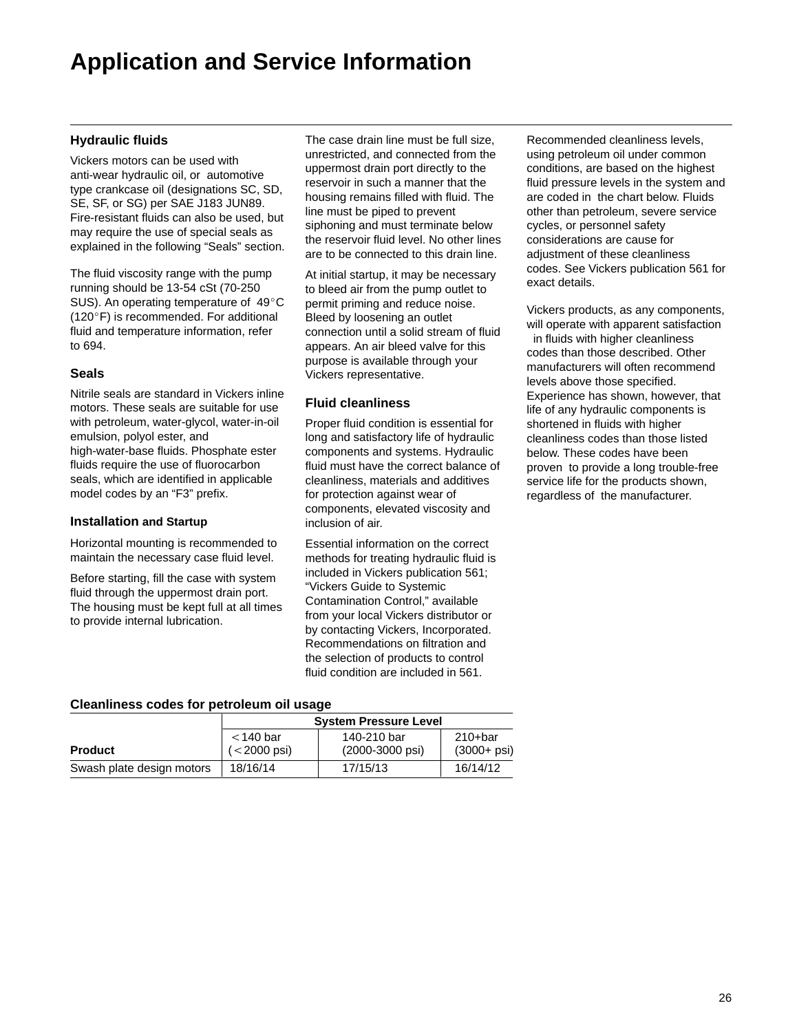# Application and Service Information

### Hydraulic fluids

Vickers motors can be used with anti-wear hydraulic oil, or automotive type crankcase oil (designations SC, SD, SE, SF, or SG) per SAE J183 JUN89. Fire-resistant fluids can also be used, but may require the use of special seals as explained in the following “Seals” section.

The fluid viscosity range with the pump running should be 13-54 cSt (70-250 SUS). An operating temperature of 49°C (120°F) is recommended. For additional fluid and temperature information, refer to 694.

### Seals

Nitrile seals are standard in Vickers inline motors. These seals are suitable for use with petroleum, water-glycol, water-in-oil emulsion, polyol ester, and high-water-base fluids. Phosphate ester fluids require the use of fluorocarbon seals, which are identified in applicable model codes by an “F3” prefix.

### Installation and Startup

Horizontal mounting is recommended to maintain the necessary case fluid level.

Before starting, fill the case with system fluid through the uppermost drain port. The housing must be kept full at all times to provide internal lubrication.

The case drain line must be full size, unrestricted, and connected from the uppermost drain port directly to the reservoir in such a manner that the housing remains filled with fluid. The line must be piped to prevent siphoning and must terminate below the reservoir fluid level. No other lines are to be connected to this drain line.

At initial startup, it may be necessary to bleed air from the pump outlet to permit priming and reduce noise. Bleed by loosening an outlet connection until a solid stream of fluid appears. An air bleed valve for this purpose is available through your Vickers representative.

### Fluid cleanliness

Proper fluid condition is essential for long and satisfactory life of hydraulic components and systems. Hydraulic fluid must have the correct balance of cleanliness, materials and additives for protection against wear of components, elevated viscosity and inclusion of air.

Essential information on the correct methods for treating hydraulic fluid is included in Vickers publication 561; “Vickers Guide to Systemic Contamination Control,” available from your local Vickers distributor or by contacting Vickers, Incorporated. Recommendations on filtration and the selection of products to control fluid condition are included in 561.

Recommended cleanliness levels, using petroleum oil under common conditions, are based on the highest fluid pressure levels in the system and are coded in the chart below. Fluids other than petroleum, severe service cycles, or personnel safety considerations are cause for adjustment of these cleanliness codes. See Vickers publication 561 for exact details.

Vickers products, as any components, will operate with apparent satisfaction in fluids with higher cleanliness codes than those described. Other manufacturers will often recommend levels above those specified. Experience has shown, however, that life of any hydraulic components is shortened in fluids with higher cleanliness codes than those listed below. These codes have been proven to provide a long trouble-free service life for the products shown, regardless of the manufacturer.

**Cleanliness codes for petroleum oil usage**

| | System Pressure Level | | |
|---|---|---|---|
| Product | < 140 bar (< 2000 psi) | 140-210 bar (2000-3000 psi) | 210+bar (3000+ psi) |
| Swash plate design motors | 18/16/14 | 17/15/13 | 16/14/12 |